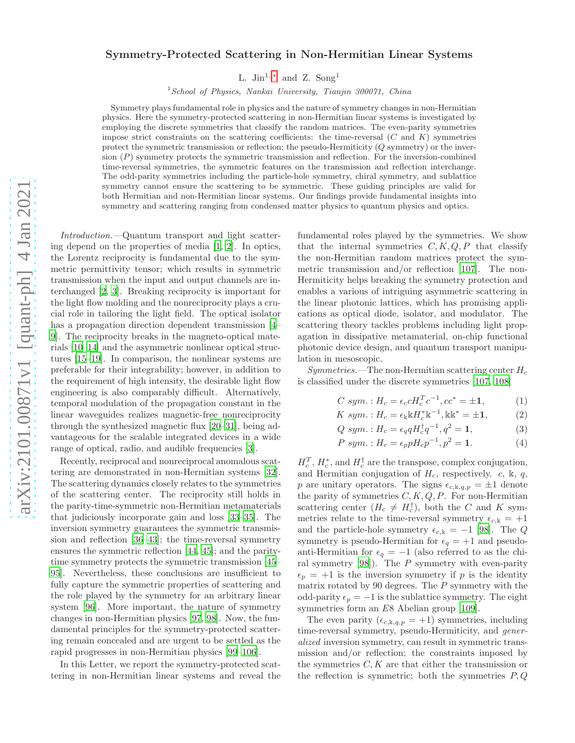# Symmetry-Protected Scattering in Non-Hermitian Linear Systems

L. Jin[1,*] and Z. Song[1]

[1]*School of Physics, Nankai University, Tianjin 300071, China*

Symmetry plays fundamental role in physics and the nature of symmetry changes in non-Hermitian physics. Here the symmetry-protected scattering in non-Hermitian linear systems is investigated by employing the discrete symmetries that classify the random matrices. The even-parity symmetries impose strict constraints on the scattering coefficients: the time-reversal ($C$ and $K$) symmetries protect the symmetric transmission or reflection; the pseudo-Hermiticity ($Q$ symmetry) or the inversion ($P$) symmetry protects the symmetric transmission and reflection. For the inversion-combined time-reversal symmetries, the symmetric features on the transmission and reflection interchange. The odd-parity symmetries including the particle-hole symmetry, chiral symmetry, and sublattice symmetry cannot ensure the scattering to be symmetric. These guiding principles are valid for both Hermitian and non-Hermitian linear systems. Our findings provide fundamental insights into symmetry and scattering ranging from condensed matter physics to quantum physics and optics.

*Introduction.*—Quantum transport and light scattering depend on the properties of media [1, 2]. In optics, the Lorentz reciprocity is fundamental due to the symmetric permittivity tensor; which results in symmetric transmission when the input and output channels are interchanged [2, 3]. Breaking reciprocity is important for the light flow molding and the nonreciprocity plays a crucial role in tailoring the light field. The optical isolator has a propagation direction dependent transmission [4–9]. The reciprocity breaks in the magneto-optical materials [10–14] and the asymmetric nonlinear optical structures [15–19]. In comparison, the nonlinear systems are preferable for their integrability; however, in addition to the requirement of high intensity, the desirable light flow engineering is also comparably difficult. Alternatively, temporal modulation of the propagation constant in the linear waveguides realizes magnetic-free nonreciprocity through the synthesized magnetic flux [20–31], being advantageous for the scalable integrated devices in a wide range of optical, radio, and audible frequencies [3].

Recently, reciprocal and nonreciprocal anomalous scattering are demonstrated in non-Hermitian systems [32]. The scattering dynamics closely relates to the symmetries of the scattering center. The reciprocity still holds in the parity-time-symmetric non-Hermitian metamaterials that judiciously incorporate gain and loss [33–35]. The inversion symmetry guarantees the symmetric transmission and reflection [36–43]; the time-reversal symmetry ensures the symmetric reflection [44, 45]; and the parity-time symmetry protects the symmetric transmission [45–95]. Nevertheless, these conclusions are insufficient to fully capture the symmetric properties of scattering and the role played by the symmetry for an arbitrary linear system [96]. More important, the nature of symmetry changes in non-Hermitian physics [97, 98]. Now, the fundamental principles for the symmetry-protected scattering remain concealed and are urgent to be settled as the rapid progresses in non-Hermitian physics [99–106].

In this Letter, we report the symmetry-protected scattering in non-Hermitian linear systems and reveal the fundamental roles played by the symmetries. We show that the internal symmetries $C, K, Q, P$ that classify the non-Hermitian random matrices protect the symmetric transmission and/or reflection [107]. The non-Hermiticity helps breaking the symmetry protection and enables a various of intriguing asymmetric scattering in the linear photonic lattices, which has promising applications as optical diode, isolator, and modulator. The scattering theory tackles problems including light propagation in dissipative metamaterial, on-chip functional photonic device design, and quantum transport manipulation in mesoscopic.

*Symmetries.*—The non-Hermitian scattering center $H_c$ is classified under the discrete symmetries [107, 108]

$$C\ sym.: H_c = \epsilon_c c H_c^T c^{-1}, cc^* = \pm\mathbf{1}, \tag{1}$$

$$K\ sym.: H_c = \epsilon_{\Bbbk} \Bbbk H_c^* \Bbbk^{-1}, \Bbbk\Bbbk^* = \pm\mathbf{1}, \tag{2}$$

$$Q\ sym.: H_c = \epsilon_q q H_c^\dagger q^{-1}, q^2 = \mathbf{1}, \tag{3}$$

$$P\ sym.: H_c = \epsilon_p p H_c p^{-1}, p^2 = \mathbf{1}. \tag{4}$$

$H_c^T$, $H_c^*$, and $H_c^\dagger$ are the transpose, complex conjugation, and Hermitian conjugation of $H_c$, respectively. $c$, $\Bbbk$, $q$, $p$ are unitary operators. The signs $\epsilon_{c,\Bbbk,q,p} = \pm 1$ denote the parity of symmetries $C, K, Q, P$. For non-Hermitian scattering center ($H_c \neq H_c^\dagger$), both the $C$ and $K$ symmetries relate to the time-reversal symmetry $\epsilon_{c,\Bbbk} = +1$ and the particle-hole symmetry $\epsilon_{c,\Bbbk} = -1$ [98]. The $Q$ symmetry is pseudo-Hermitian for $\epsilon_q = +1$ and pseudo-anti-Hermitian for $\epsilon_q = -1$ (also referred to as the chiral symmetry [98]). The $P$ symmetry with even-parity $\epsilon_p = +1$ is the inversion symmetry if $p$ is the identity matrix rotated by 90 degrees. The $P$ symmetry with the odd-parity $\epsilon_p = -1$ is the sublattice symmetry. The eight symmetries form an $E8$ Abelian group [109].

The even parity ($\epsilon_{c,\Bbbk,q,p} = +1$) symmetries, including time-reversal symmetry, pseudo-Hermiticity, and *generalized* inversion symmetry, can result in symmetric transmission and/or reflection; the constraints imposed by the symmetries $C, K$ are that either the transmission or the reflection is symmetric; both the symmetries $P, Q$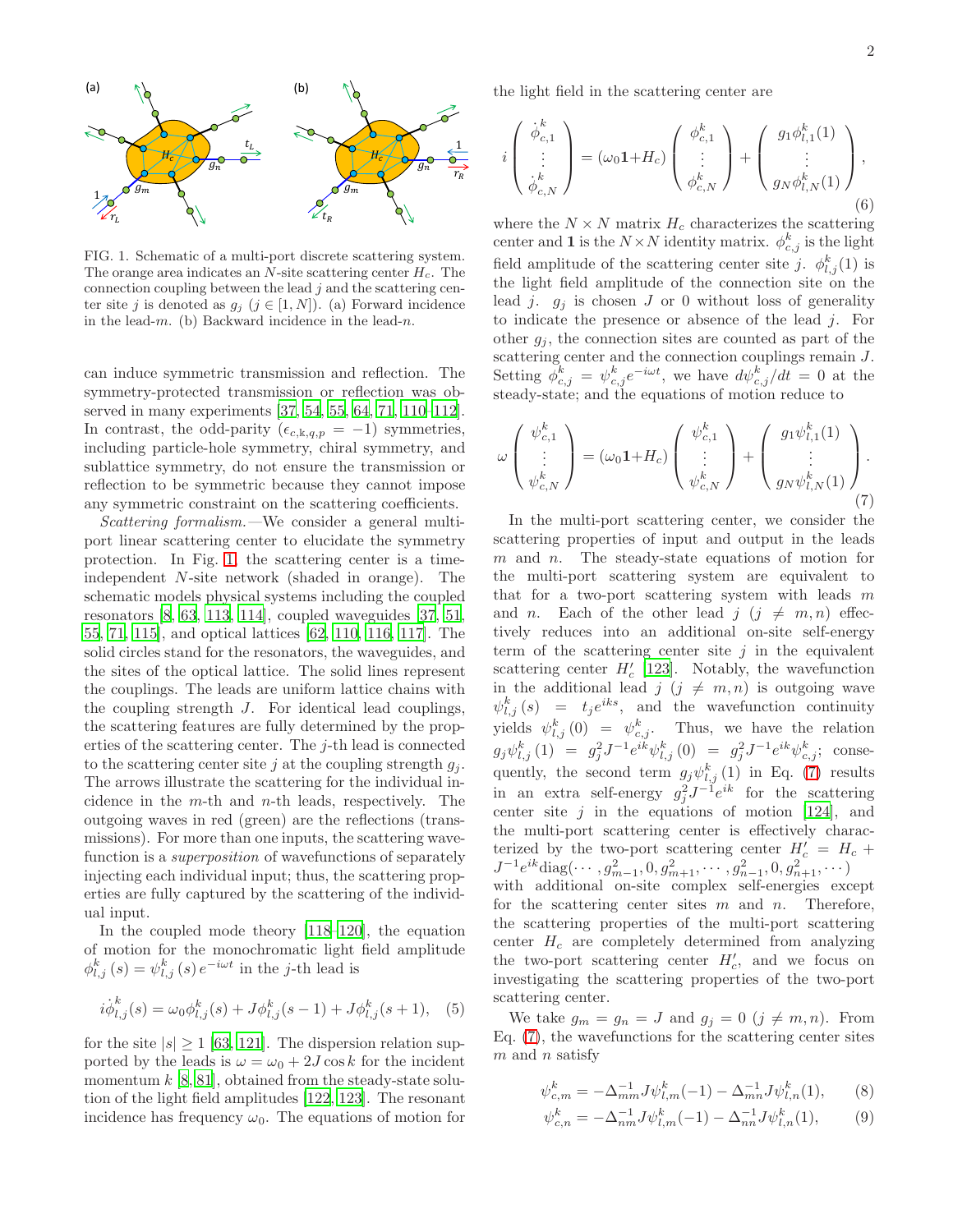FIG. 1. Schematic of a multi-port discrete scattering system. The orange area indicates an $N$-site scattering center $H_c$. The connection coupling between the lead $j$ and the scattering center site $j$ is denoted as $g_j$ ($j \in [1, N]$). (a) Forward incidence in the lead-$m$. (b) Backward incidence in the lead-$n$.

can induce symmetric transmission and reflection. The symmetry-protected transmission or reflection was observed in many experiments [37, 54, 55, 64, 71, 110–112]. In contrast, the odd-parity ($\epsilon_{c,\Bbbk,q,p} = -1$) symmetries, including particle-hole symmetry, chiral symmetry, and sublattice symmetry, do not ensure the transmission or reflection to be symmetric because they cannot impose any symmetric constraint on the scattering coefficients.

*Scattering formalism.*—We consider a general multi-port linear scattering center to elucidate the symmetry protection. In Fig. 1, the scattering center is a time-independent $N$-site network (shaded in orange). The schematic models physical systems including the coupled resonators [8, 63, 113, 114], coupled waveguides [37, 51, 55, 71, 115], and optical lattices [62, 110, 116, 117]. The solid circles stand for the resonators, the waveguides, and the sites of the optical lattice. The solid lines represent the couplings. The leads are uniform lattice chains with the coupling strength $J$. For identical lead couplings, the scattering features are fully determined by the properties of the scattering center. The $j$-th lead is connected to the scattering center site $j$ at the coupling strength $g_j$. The arrows illustrate the scattering for the individual incidence in the $m$-th and $n$-th leads, respectively. The outgoing waves in red (green) are the reflections (transmissions). For more than one inputs, the scattering wavefunction is a *superposition* of wavefunctions of separately injecting each individual input; thus, the scattering properties are fully captured by the scattering of the individual input.

In the coupled mode theory [118–120], the equation of motion for the monochromatic light field amplitude $\phi_{l,j}^{k}(s) = \psi_{l,j}^{k}(s)e^{-i\omega t}$ in the $j$-th lead is

$$i\dot{\phi}_{l,j}^{k}(s) = \omega_0\phi_{l,j}^{k}(s) + J\phi_{l,j}^{k}(s-1) + J\phi_{l,j}^{k}(s+1), \quad (5)$$

for the site $|s| \geq 1$ [63, 121]. The dispersion relation supported by the leads is $\omega = \omega_0 + 2J\cos k$ for the incident momentum $k$ [8, 81], obtained from the steady-state solution of the light field amplitudes [122, 123]. The resonant incidence has frequency $\omega_0$. The equations of motion for the light field in the scattering center are

$$i\begin{pmatrix} \dot{\phi}_{c,1}^{k} \\ \vdots \\ \dot{\phi}_{c,N}^{k} \end{pmatrix} = (\omega_0\mathbf{1}+H_c)\begin{pmatrix} \phi_{c,1}^{k} \\ \vdots \\ \phi_{c,N}^{k} \end{pmatrix} + \begin{pmatrix} g_1\phi_{l,1}^{k}(1) \\ \vdots \\ g_N\phi_{l,N}^{k}(1) \end{pmatrix}, \quad (6)$$

where the $N \times N$ matrix $H_c$ characterizes the scattering center and $\mathbf{1}$ is the $N \times N$ identity matrix. $\phi_{c,j}^{k}$ is the light field amplitude of the scattering center site $j$. $\phi_{l,j}^{k}(1)$ is the light field amplitude of the connection site on the lead $j$. $g_j$ is chosen $J$ or 0 without loss of generality to indicate the presence or absence of the lead $j$. For other $g_j$, the connection sites are counted as part of the scattering center and the connection couplings remain $J$. Setting $\phi_{c,j}^{k} = \psi_{c,j}^{k}e^{-i\omega t}$, we have $d\psi_{c,j}^{k}/dt = 0$ at the steady-state; and the equations of motion reduce to

$$\omega\begin{pmatrix} \psi_{c,1}^{k} \\ \vdots \\ \psi_{c,N}^{k} \end{pmatrix} = (\omega_0\mathbf{1}+H_c)\begin{pmatrix} \psi_{c,1}^{k} \\ \vdots \\ \psi_{c,N}^{k} \end{pmatrix} + \begin{pmatrix} g_1\psi_{l,1}^{k}(1) \\ \vdots \\ g_N\psi_{l,N}^{k}(1) \end{pmatrix}. \quad (7)$$

In the multi-port scattering center, we consider the scattering properties of input and output in the leads $m$ and $n$. The steady-state equations of motion for the multi-port scattering system are equivalent to that for a two-port scattering system with leads $m$ and $n$. Each of the other lead $j$ ($j \neq m, n$) effectively reduces into an additional on-site self-energy term of the scattering center site $j$ in the equivalent scattering center $H_c'$ [123]. Notably, the wavefunction in the additional lead $j$ ($j \neq m, n$) is outgoing wave $\psi_{l,j}^{k}(s) = t_j e^{iks}$, and the wavefunction continuity yields $\psi_{l,j}^{k}(0) = \psi_{c,j}^{k}$. Thus, we have the relation $g_j\psi_{l,j}^{k}(1) = g_j^2 J^{-1}e^{ik}\psi_{l,j}^{k}(0) = g_j^2 J^{-1}e^{ik}\psi_{c,j}^{k}$; consequently, the second term $g_j\psi_{l,j}^{k}(1)$ in Eq. (7) results in an extra self-energy $g_j^2 J^{-1}e^{ik}$ for the scattering center site $j$ in the equations of motion [124], and the multi-port scattering center is effectively characterized by the two-port scattering center $H_c' = H_c + J^{-1}e^{ik}\mathrm{diag}(\cdots, g_{m-1}^2, 0, g_{m+1}^2, \cdots, g_{n-1}^2, 0, g_{n+1}^2, \cdots)$ with additional on-site complex self-energies except for the scattering center sites $m$ and $n$. Therefore, the scattering properties of the multi-port scattering center $H_c$ are completely determined from analyzing the two-port scattering center $H_c'$, and we focus on investigating the scattering properties of the two-port scattering center.

We take $g_m = g_n = J$ and $g_j = 0$ ($j \neq m, n$). From Eq. (7), the wavefunctions for the scattering center sites $m$ and $n$ satisfy

$$\psi_{c,m}^{k} = -\Delta_{mm}^{-1}J\psi_{l,m}^{k}(-1) - \Delta_{mn}^{-1}J\psi_{l,n}^{k}(1), \quad (8)$$

$$\psi_{c,n}^{k} = -\Delta_{nm}^{-1}J\psi_{l,m}^{k}(-1) - \Delta_{nn}^{-1}J\psi_{l,n}^{k}(1), \quad (9)$$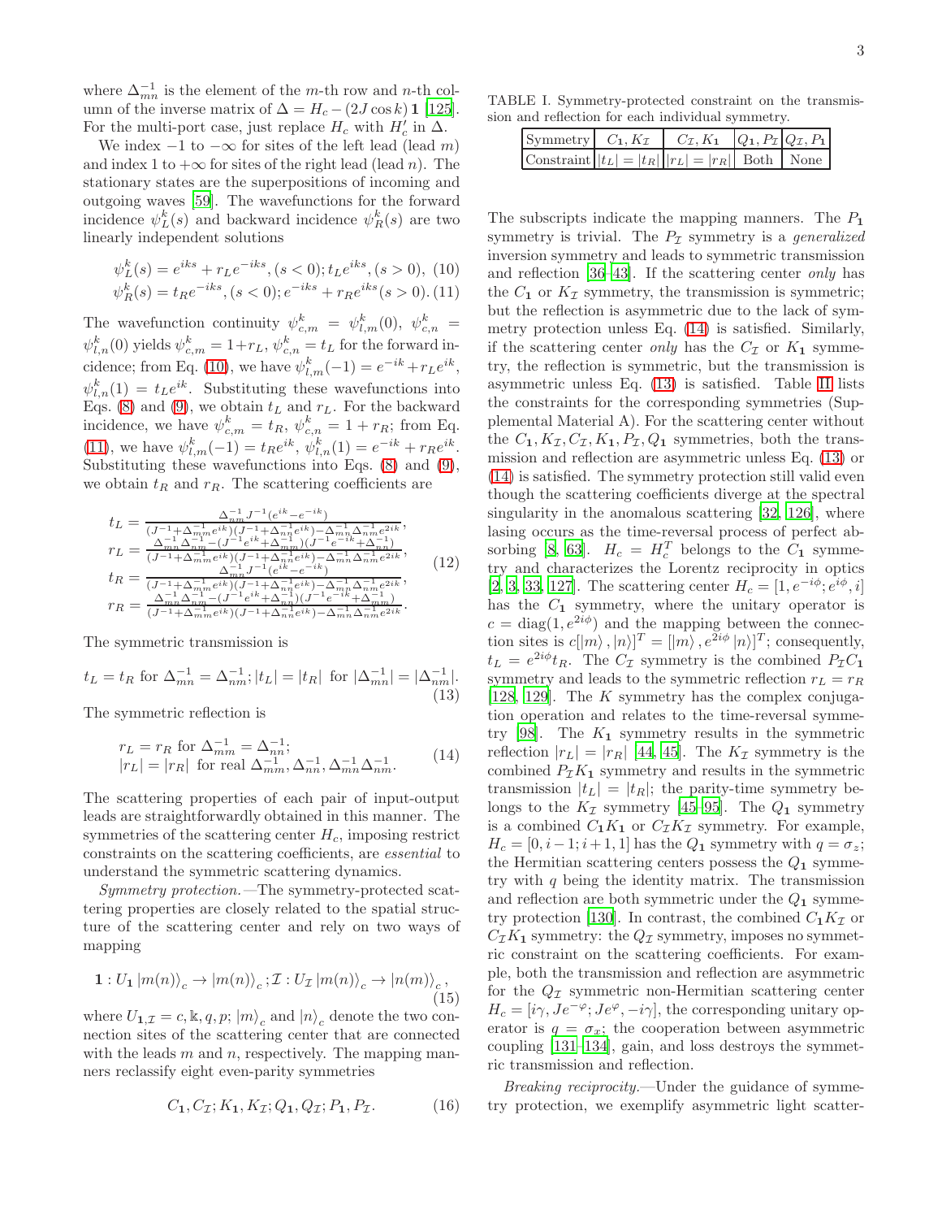where $\Delta_{mn}^{-1}$ is the element of the $m$-th row and $n$-th column of the inverse matrix of $\Delta = H_c - (2J\cos k)\,\mathbf{1}$ [125]. For the multi-port case, just replace $H_c$ with $H_c'$ in $\Delta$.

We index $-1$ to $-\infty$ for sites of the left lead (lead $m$) and index $1$ to $+\infty$ for sites of the right lead (lead $n$). The stationary states are the superpositions of incoming and outgoing waves [59]. The wavefunctions for the forward incidence $\psi_L^k(s)$ and backward incidence $\psi_R^k(s)$ are two linearly independent solutions

$$\psi_L^k(s) = e^{iks} + r_L e^{-iks}, (s<0); t_L e^{iks}, (s>0), \tag{10}$$
$$\psi_R^k(s) = t_R e^{-iks}, (s<0); e^{-iks} + r_R e^{iks} (s>0). \tag{11}$$

The wavefunction continuity $\psi_{c,m}^k = \psi_{l,m}^k(0)$, $\psi_{c,n}^k = \psi_{l,n}^k(0)$ yields $\psi_{c,m}^k = 1 + r_L$, $\psi_{c,n}^k = t_L$ for the forward incidence; from Eq. (10), we have $\psi_{l,m}^k(-1) = e^{-ik} + r_L e^{ik}$, $\psi_{l,n}^k(1) = t_L e^{ik}$. Substituting these wavefunctions into Eqs. (8) and (9), we obtain $t_L$ and $r_L$. For the backward incidence, we have $\psi_{c,m}^k = t_R$, $\psi_{c,n}^k = 1 + r_R$; from Eq. (11), we have $\psi_{l,m}^k(-1) = t_R e^{ik}$, $\psi_{l,n}^k(1) = e^{-ik} + r_R e^{ik}$. Substituting these wavefunctions into Eqs. (8) and (9), we obtain $t_R$ and $r_R$. The scattering coefficients are

$$\begin{aligned}
t_L &= \tfrac{\Delta_{nm}^{-1} J^{-1}(e^{ik} - e^{-ik})}{(J^{-1} + \Delta_{mm}^{-1} e^{ik})(J^{-1} + \Delta_{nn}^{-1} e^{ik}) - \Delta_{mn}^{-1}\Delta_{nm}^{-1} e^{2ik}},\\
r_L &= \tfrac{\Delta_{mn}^{-1}\Delta_{nm}^{-1} - (J^{-1}e^{ik} + \Delta_{nn}^{-1})(J^{-1}e^{-ik} + \Delta_{mm}^{-1})}{(J^{-1} + \Delta_{mm}^{-1} e^{ik})(J^{-1} + \Delta_{nn}^{-1} e^{ik}) - \Delta_{mn}^{-1}\Delta_{nm}^{-1} e^{2ik}},\\
t_R &= \tfrac{\Delta_{mn}^{-1} J^{-1}(e^{ik} - e^{-ik})}{(J^{-1} + \Delta_{mm}^{-1} e^{ik})(J^{-1} + \Delta_{nn}^{-1} e^{ik}) - \Delta_{mn}^{-1}\Delta_{nm}^{-1} e^{2ik}},\\
r_R &= \tfrac{\Delta_{mn}^{-1}\Delta_{nm}^{-1} - (J^{-1}e^{ik} + \Delta_{mm}^{-1})(J^{-1}e^{-ik} + \Delta_{nn}^{-1})}{(J^{-1} + \Delta_{mm}^{-1} e^{ik})(J^{-1} + \Delta_{nn}^{-1} e^{ik}) - \Delta_{mn}^{-1}\Delta_{nm}^{-1} e^{2ik}}.
\end{aligned} \tag{12}$$

The symmetric transmission is

$$t_L = t_R \text{ for } \Delta_{mn}^{-1} = \Delta_{nm}^{-1}; |t_L| = |t_R| \text{ for } |\Delta_{mn}^{-1}| = |\Delta_{nm}^{-1}|. \tag{13}$$

The symmetric reflection is

$$\begin{aligned}
&r_L = r_R \text{ for } \Delta_{mm}^{-1} = \Delta_{nn}^{-1};\\
&|r_L| = |r_R| \text{ for real } \Delta_{mm}^{-1}, \Delta_{nn}^{-1}, \Delta_{mn}^{-1}\Delta_{nm}^{-1}.
\end{aligned} \tag{14}$$

The scattering properties of each pair of input-output leads are straightforwardly obtained in this manner. The symmetries of the scattering center $H_c$, imposing restrict constraints on the scattering coefficients, are *essential* to understand the symmetric scattering dynamics.

*Symmetry protection.*—The symmetry-protected scattering properties are closely related to the spatial structure of the scattering center and rely on two ways of mapping

$$\mathbf{1}: U_{\mathbf{1}} |m(n)\rangle_c \to |m(n)\rangle_c ; \mathcal{I}: U_{\mathcal{I}} |m(n)\rangle_c \to |n(m)\rangle_c , \tag{15}$$

where $U_{\mathbf{1},\mathcal{I}} = c, \Bbbk, q, p$; $|m\rangle_c$ and $|n\rangle_c$ denote the two connection sites of the scattering center that are connected with the leads $m$ and $n$, respectively. The mapping manners reclassify eight even-parity symmetries

$$C_{\mathbf{1}}, C_{\mathcal{I}}; K_{\mathbf{1}}, K_{\mathcal{I}}; Q_{\mathbf{1}}, Q_{\mathcal{I}}; P_{\mathbf{1}}, P_{\mathcal{I}}. \tag{16}$$

TABLE I. Symmetry-protected constraint on the transmission and reflection for each individual symmetry.

| Symmetry | $C_{\mathbf{1}}, K_{\mathcal{I}}$ | $C_{\mathcal{I}}, K_{\mathbf{1}}$ | $Q_{\mathbf{1}}, P_{\mathcal{I}}$ | $Q_{\mathcal{I}}, P_{\mathbf{1}}$ |
|---|---|---|---|---|
| Constraint | $\lvert t_L\rvert = \lvert t_R\rvert$ | $\lvert r_L\rvert = \lvert r_R\rvert$ | Both | None |

The subscripts indicate the mapping manners. The $P_{\mathbf{1}}$ symmetry is trivial. The $P_{\mathcal{I}}$ symmetry is a *generalized* inversion symmetry and leads to symmetric transmission and reflection [36–43]. If the scattering center *only* has the $C_{\mathbf{1}}$ or $K_{\mathcal{I}}$ symmetry, the transmission is symmetric; but the reflection is asymmetric due to the lack of symmetry protection unless Eq. (14) is satisfied. Similarly, if the scattering center *only* has the $C_{\mathcal{I}}$ or $K_{\mathbf{1}}$ symmetry, the reflection is symmetric, but the transmission is asymmetric unless Eq. (13) is satisfied. Table II lists the constraints for the corresponding symmetries (Supplemental Material A). For the scattering center without the $C_{\mathbf{1}}, K_{\mathcal{I}}, C_{\mathcal{I}}, K_{\mathbf{1}}, P_{\mathcal{I}}, Q_{\mathbf{1}}$ symmetries, both the transmission and reflection are asymmetric unless Eq. (13) or (14) is satisfied. The symmetry protection still valid even though the scattering coefficients diverge at the spectral singularity in the anomalous scattering [32, 126], where lasing occurs as the time-reversal process of perfect absorbing [8, 63]. $H_c = H_c^T$ belongs to the $C_{\mathbf{1}}$ symmetry and characterizes the Lorentz reciprocity in optics [2, 3, 33, 127]. The scattering center $H_c = [1, e^{-i\phi}; e^{i\phi}, i]$ has the $C_{\mathbf{1}}$ symmetry, where the unitary operator is $c = \mathrm{diag}(1, e^{2i\phi})$ and the mapping between the connection sites is $c[|m\rangle, |n\rangle]^T = [|m\rangle, e^{2i\phi}|n\rangle]^T$; consequently, $t_L = e^{2i\phi} t_R$. The $C_{\mathcal{I}}$ symmetry is the combined $P_{\mathcal{I}} C_{\mathbf{1}}$ symmetry and leads to the symmetric reflection $r_L = r_R$ [128, 129]. The $K$ symmetry has the complex conjugation operation and relates to the time-reversal symmetry [98]. The $K_{\mathbf{1}}$ symmetry results in the symmetric reflection $|r_L| = |r_R|$ [44, 45]. The $K_{\mathcal{I}}$ symmetry is the combined $P_{\mathcal{I}} K_{\mathbf{1}}$ symmetry and results in the symmetric transmission $|t_L| = |t_R|$; the parity-time symmetry belongs to the $K_{\mathcal{I}}$ symmetry [45–95]. The $Q_{\mathbf{1}}$ symmetry is a combined $C_{\mathbf{1}} K_{\mathbf{1}}$ or $C_{\mathcal{I}} K_{\mathcal{I}}$ symmetry. For example, $H_c = [0, i-1; i+1, 1]$ has the $Q_{\mathbf{1}}$ symmetry with $q = \sigma_z$; the Hermitian scattering centers possess the $Q_{\mathbf{1}}$ symmetry with $q$ being the identity matrix. The transmission and reflection are both symmetric under the $Q_{\mathbf{1}}$ symmetry protection [130]. In contrast, the combined $C_{\mathbf{1}} K_{\mathcal{I}}$ or $C_{\mathcal{I}} K_{\mathbf{1}}$ symmetry: the $Q_{\mathcal{I}}$ symmetry, imposes no symmetric constraint on the scattering coefficients. For example, both the transmission and reflection are asymmetric for the $Q_{\mathcal{I}}$ symmetric non-Hermitian scattering center $H_c = [i\gamma, Je^{-\varphi}; Je^{\varphi}, -i\gamma]$, the corresponding unitary operator is $q = \sigma_x$; the cooperation between asymmetric coupling [131–134], gain, and loss destroys the symmetric transmission and reflection.

*Breaking reciprocity.*—Under the guidance of symmetry protection, we exemplify asymmetric light scatter-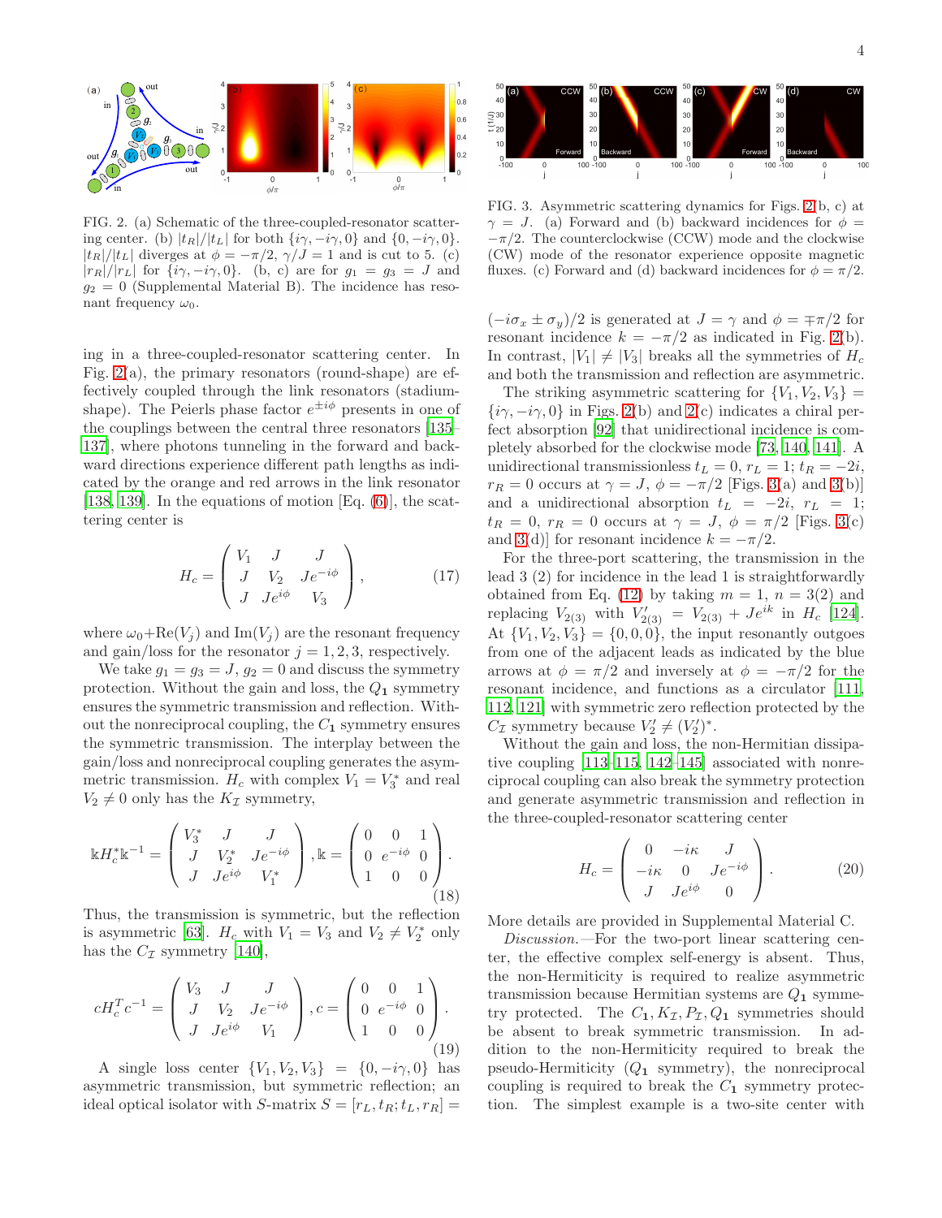FIG. 2. (a) Schematic of the three-coupled-resonator scattering center. (b) $|t_R|/|t_L|$ for both $\{i\gamma, -i\gamma, 0\}$ and $\{0, -i\gamma, 0\}$. $|t_R|/|t_L|$ diverges at $\phi = -\pi/2$, $\gamma/J = 1$ and is cut to 5. (c) $|r_R|/|r_L|$ for $\{i\gamma, -i\gamma, 0\}$. (b, c) are for $g_1 = g_3 = J$ and $g_2 = 0$ (Supplemental Material B). The incidence has resonant frequency $\omega_0$.

ing in a three-coupled-resonator scattering center. In Fig. 2(a), the primary resonators (round-shape) are effectively coupled through the link resonators (stadium-shape). The Peierls phase factor $e^{\pm i\phi}$ presents in one of the couplings between the central three resonators [135–137], where photons tunneling in the forward and backward directions experience different path lengths as indicated by the orange and red arrows in the link resonator [138, 139]. In the equations of motion [Eq. (6)], the scattering center is

$$H_c = \begin{pmatrix} V_1 & J & J \\ J & V_2 & Je^{-i\phi} \\ J & Je^{i\phi} & V_3 \end{pmatrix}, \tag{17}$$

where $\omega_0+\mathrm{Re}(V_j)$ and $\mathrm{Im}(V_j)$ are the resonant frequency and gain/loss for the resonator $j = 1, 2, 3$, respectively.

We take $g_1 = g_3 = J$, $g_2 = 0$ and discuss the symmetry protection. Without the gain and loss, the $Q_{\mathbf{1}}$ symmetry ensures the symmetric transmission and reflection. Without the nonreciprocal coupling, the $C_{\mathbf{1}}$ symmetry ensures the symmetric transmission. The interplay between the gain/loss and nonreciprocal coupling generates the asymmetric transmission. $H_c$ with complex $V_1 = V_3^*$ and real $V_2 \neq 0$ only has the $K_{\mathcal{I}}$ symmetry,

$$\Bbbk H_c^* \Bbbk^{-1} = \begin{pmatrix} V_3^* & J & J \\ J & V_2^* & Je^{-i\phi} \\ J & Je^{i\phi} & V_1^* \end{pmatrix}, \Bbbk = \begin{pmatrix} 0 & 0 & 1 \\ 0 & e^{-i\phi} & 0 \\ 1 & 0 & 0 \end{pmatrix}. \tag{18}$$

Thus, the transmission is symmetric, but the reflection is asymmetric [63]. $H_c$ with $V_1 = V_3$ and $V_2 \neq V_2^*$ only has the $C_{\mathcal{I}}$ symmetry [140],

$$cH_c^T c^{-1} = \begin{pmatrix} V_3 & J & J \\ J & V_2 & Je^{-i\phi} \\ J & Je^{i\phi} & V_1 \end{pmatrix}, c = \begin{pmatrix} 0 & 0 & 1 \\ 0 & e^{-i\phi} & 0 \\ 1 & 0 & 0 \end{pmatrix}. \tag{19}$$

A single loss center $\{V_1, V_2, V_3\} = \{0, -i\gamma, 0\}$ has asymmetric transmission, but symmetric reflection; an ideal optical isolator with $S$-matrix $S = [r_L, t_R; t_L, r_R] = (-i\sigma_x \pm \sigma_y)/2$ is generated at $J = \gamma$ and $\phi = \mp\pi/2$ for resonant incidence $k = -\pi/2$ as indicated in Fig. 2(b). In contrast, $|V_1| \neq |V_3|$ breaks all the symmetries of $H_c$ and both the transmission and reflection are asymmetric.

FIG. 3. Asymmetric scattering dynamics for Figs. 2(b, c) at $\gamma = J$. (a) Forward and (b) backward incidences for $\phi = -\pi/2$. The counterclockwise (CCW) mode and the clockwise (CW) mode of the resonator experience opposite magnetic fluxes. (c) Forward and (d) backward incidences for $\phi = \pi/2$.

The striking asymmetric scattering for $\{V_1, V_2, V_3\} = \{i\gamma, -i\gamma, 0\}$ in Figs. 2(b) and 2(c) indicates a chiral perfect absorption [92] that unidirectional incidence is completely absorbed for the clockwise mode [73, 140, 141]. A unidirectional transmissionless $t_L = 0$, $r_L = 1$; $t_R = -2i$, $r_R = 0$ occurs at $\gamma = J$, $\phi = -\pi/2$ [Figs. 3(a) and 3(b)] and a unidirectional absorption $t_L = -2i$, $r_L = 1$; $t_R = 0$, $r_R = 0$ occurs at $\gamma = J$, $\phi = \pi/2$ [Figs. 3(c) and 3(d)] for resonant incidence $k = -\pi/2$.

For the three-port scattering, the transmission in the lead 3 (2) for incidence in the lead 1 is straightforwardly obtained from Eq. (12) by taking $m = 1$, $n = 3(2)$ and replacing $V_{2(3)}$ with $V'_{2(3)} = V_{2(3)} + Je^{ik}$ in $H_c$ [124]. At $\{V_1, V_2, V_3\} = \{0, 0, 0\}$, the input resonantly outgoes from one of the adjacent leads as indicated by the blue arrows at $\phi = \pi/2$ and inversely at $\phi = -\pi/2$ for the resonant incidence, and functions as a circulator [111, 112, 121] with symmetric zero reflection protected by the $C_{\mathcal{I}}$ symmetry because $V'_2 \neq (V'_2)^*$.

Without the gain and loss, the non-Hermitian dissipative coupling [113–115, 142–145] associated with nonreciprocal coupling can also break the symmetry protection and generate asymmetric transmission and reflection in the three-coupled-resonator scattering center

$$H_c = \begin{pmatrix} 0 & -i\kappa & J \\ -i\kappa & 0 & Je^{-i\phi} \\ J & Je^{i\phi} & 0 \end{pmatrix}. \tag{20}$$

More details are provided in Supplemental Material C.

*Discussion.*—For the two-port linear scattering center, the effective complex self-energy is absent. Thus, the non-Hermiticity is required to realize asymmetric transmission because Hermitian systems are $Q_{\mathbf{1}}$ symmetry protected. The $C_{\mathbf{1}}, K_{\mathcal{I}}, P_{\mathcal{I}}, Q_{\mathbf{1}}$ symmetries should be absent to break symmetric transmission. In addition to the non-Hermiticity required to break the pseudo-Hermiticity ($Q_{\mathbf{1}}$ symmetry), the nonreciprocal coupling is required to break the $C_{\mathbf{1}}$ symmetry protection. The simplest example is a two-site center with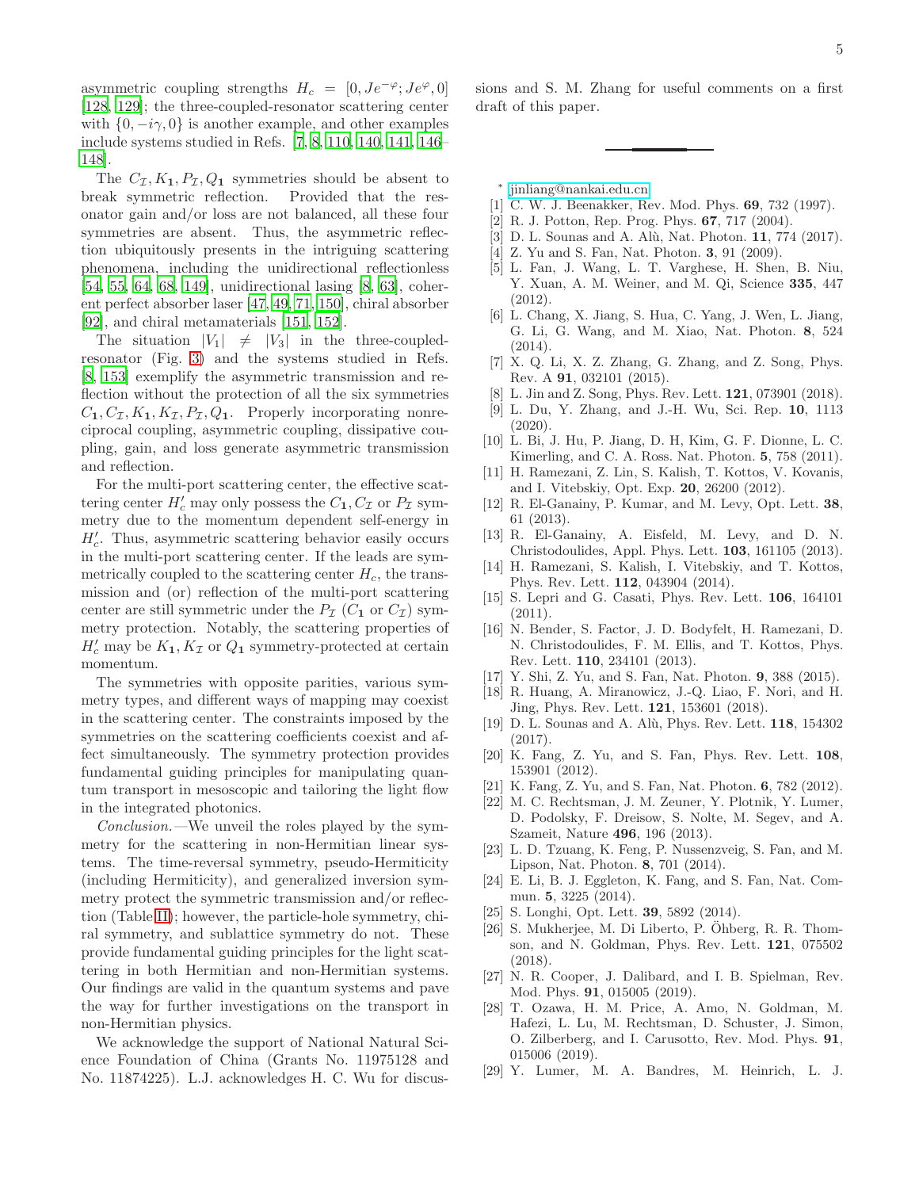asymmetric coupling strengths $H_c = [0, Je^{-i\varphi}; Je^{i\varphi}, 0]$ [128, 129]; the three-coupled-resonator scattering center with $\{0, -i\gamma, 0\}$ is another example, and other examples include systems studied in Refs. [7, 8, 110, 140, 141, 146–148].

The $C_{\mathcal{I}}, K_{\mathbf{1}}, P_{\mathcal{I}}, Q_{\mathbf{1}}$ symmetries should be absent to break symmetric reflection. Provided that the resonator gain and/or loss are not balanced, all these four symmetries are absent. Thus, the asymmetric reflection ubiquitously presents in the intriguing scattering phenomena, including the unidirectional reflectionless [54, 55, 64, 68, 149], unidirectional lasing [8, 63], coherent perfect absorber laser [47, 49, 71, 150], chiral absorber [92], and chiral metamaterials [151, 152].

The situation $|V_1| \neq |V_3|$ in the three-coupled-resonator (Fig. 3) and the systems studied in Refs. [8, 153] exemplify the asymmetric transmission and reflection without the protection of all the six symmetries $C_{\mathbf{1}}, C_{\mathcal{I}}, K_{\mathbf{1}}, K_{\mathcal{I}}, P_{\mathcal{I}}, Q_{\mathbf{1}}$. Properly incorporating nonreciprocal coupling, asymmetric coupling, dissipative coupling, gain, and loss generate asymmetric transmission and reflection.

For the multi-port scattering center, the effective scattering center $H_c'$ may only possess the $C_{\mathbf{1}}, C_{\mathcal{I}}$ or $P_{\mathcal{I}}$ symmetry due to the momentum dependent self-energy in $H_c'$. Thus, asymmetric scattering behavior easily occurs in the multi-port scattering center. If the leads are symmetrically coupled to the scattering center $H_c$, the transmission and (or) reflection of the multi-port scattering center are still symmetric under the $P_{\mathcal{I}}$ ($C_{\mathbf{1}}$ or $C_{\mathcal{I}}$) symmetry protection. Notably, the scattering properties of $H_c'$ may be $K_{\mathbf{1}}, K_{\mathcal{I}}$ or $Q_{\mathbf{1}}$ symmetry-protected at certain momentum.

The symmetries with opposite parities, various symmetry types, and different ways of mapping may coexist in the scattering center. The constraints imposed by the symmetries on the scattering coefficients coexist and affect simultaneously. The symmetry protection provides fundamental guiding principles for manipulating quantum transport in mesoscopic and tailoring the light flow in the integrated photonics.

*Conclusion.*—We unveil the roles played by the symmetry for the scattering in non-Hermitian linear systems. The time-reversal symmetry, pseudo-Hermiticity (including Hermiticity), and generalized inversion symmetry protect the symmetric transmission and/or reflection (Table III); however, the particle-hole symmetry, chiral symmetry, and sublattice symmetry do not. These provide fundamental guiding principles for the light scattering in both Hermitian and non-Hermitian systems. Our findings are valid in the quantum systems and pave the way for further investigations on the transport in non-Hermitian physics.

We acknowledge the support of National Natural Science Foundation of China (Grants No. 11975128 and No. 11874225). L.J. acknowledges H. C. Wu for discussions and S. M. Zhang for useful comments on a first draft of this paper.

---

\* jinliang@nankai.edu.cn

[1] C. W. J. Beenakker, Rev. Mod. Phys. **69**, 732 (1997).
[2] R. J. Potton, Rep. Prog. Phys. **67**, 717 (2004).
[3] D. L. Sounas and A. Alù, Nat. Photon. **11**, 774 (2017).
[4] Z. Yu and S. Fan, Nat. Photon. **3**, 91 (2009).
[5] L. Fan, J. Wang, L. T. Varghese, H. Shen, B. Niu, Y. Xuan, A. M. Weiner, and M. Qi, Science **335**, 447 (2012).
[6] L. Chang, X. Jiang, S. Hua, C. Yang, J. Wen, L. Jiang, G. Li, G. Wang, and M. Xiao, Nat. Photon. **8**, 524 (2014).
[7] X. Q. Li, X. Z. Zhang, G. Zhang, and Z. Song, Phys. Rev. A **91**, 032101 (2015).
[8] L. Jin and Z. Song, Phys. Rev. Lett. **121**, 073901 (2018).
[9] L. Du, Y. Zhang, and J.-H. Wu, Sci. Rep. **10**, 1113 (2020).
[10] L. Bi, J. Hu, P. Jiang, D. H, Kim, G. F. Dionne, L. C. Kimerling, and C. A. Ross. Nat. Photon. **5**, 758 (2011).
[11] H. Ramezani, Z. Lin, S. Kalish, T. Kottos, V. Kovanis, and I. Vitebskiy, Opt. Exp. **20**, 26200 (2012).
[12] R. El-Ganainy, P. Kumar, and M. Levy, Opt. Lett. **38**, 61 (2013).
[13] R. El-Ganainy, A. Eisfeld, M. Levy, and D. N. Christodoulides, Appl. Phys. Lett. **103**, 161105 (2013).
[14] H. Ramezani, S. Kalish, I. Vitebskiy, and T. Kottos, Phys. Rev. Lett. **112**, 043904 (2014).
[15] S. Lepri and G. Casati, Phys. Rev. Lett. **106**, 164101 (2011).
[16] N. Bender, S. Factor, J. D. Bodyfelt, H. Ramezani, D. N. Christodoulides, F. M. Ellis, and T. Kottos, Phys. Rev. Lett. **110**, 234101 (2013).
[17] Y. Shi, Z. Yu, and S. Fan, Nat. Photon. **9**, 388 (2015).
[18] R. Huang, A. Miranowicz, J.-Q. Liao, F. Nori, and H. Jing, Phys. Rev. Lett. **121**, 153601 (2018).
[19] D. L. Sounas and A. Alù, Phys. Rev. Lett. **118**, 154302 (2017).
[20] K. Fang, Z. Yu, and S. Fan, Phys. Rev. Lett. **108**, 153901 (2012).
[21] K. Fang, Z. Yu, and S. Fan, Nat. Photon. **6**, 782 (2012).
[22] M. C. Rechtsman, J. M. Zeuner, Y. Plotnik, Y. Lumer, D. Podolsky, F. Dreisow, S. Nolte, M. Segev, and A. Szameit, Nature **496**, 196 (2013).
[23] L. D. Tzuang, K. Feng, P. Nussenzveig, S. Fan, and M. Lipson, Nat. Photon. **8**, 701 (2014).
[24] E. Li, B. J. Eggleton, K. Fang, and S. Fan, Nat. Commun. **5**, 3225 (2014).
[25] S. Longhi, Opt. Lett. **39**, 5892 (2014).
[26] S. Mukherjee, M. Di Liberto, P. Öhberg, R. R. Thomson, and N. Goldman, Phys. Rev. Lett. **121**, 075502 (2018).
[27] N. R. Cooper, J. Dalibard, and I. B. Spielman, Rev. Mod. Phys. **91**, 015005 (2019).
[28] T. Ozawa, H. M. Price, A. Amo, N. Goldman, M. Hafezi, L. Lu, M. Rechtsman, D. Schuster, J. Simon, O. Zilberberg, and I. Carusotto, Rev. Mod. Phys. **91**, 015006 (2019).
[29] Y. Lumer, M. A. Bandres, M. Heinrich, L. J.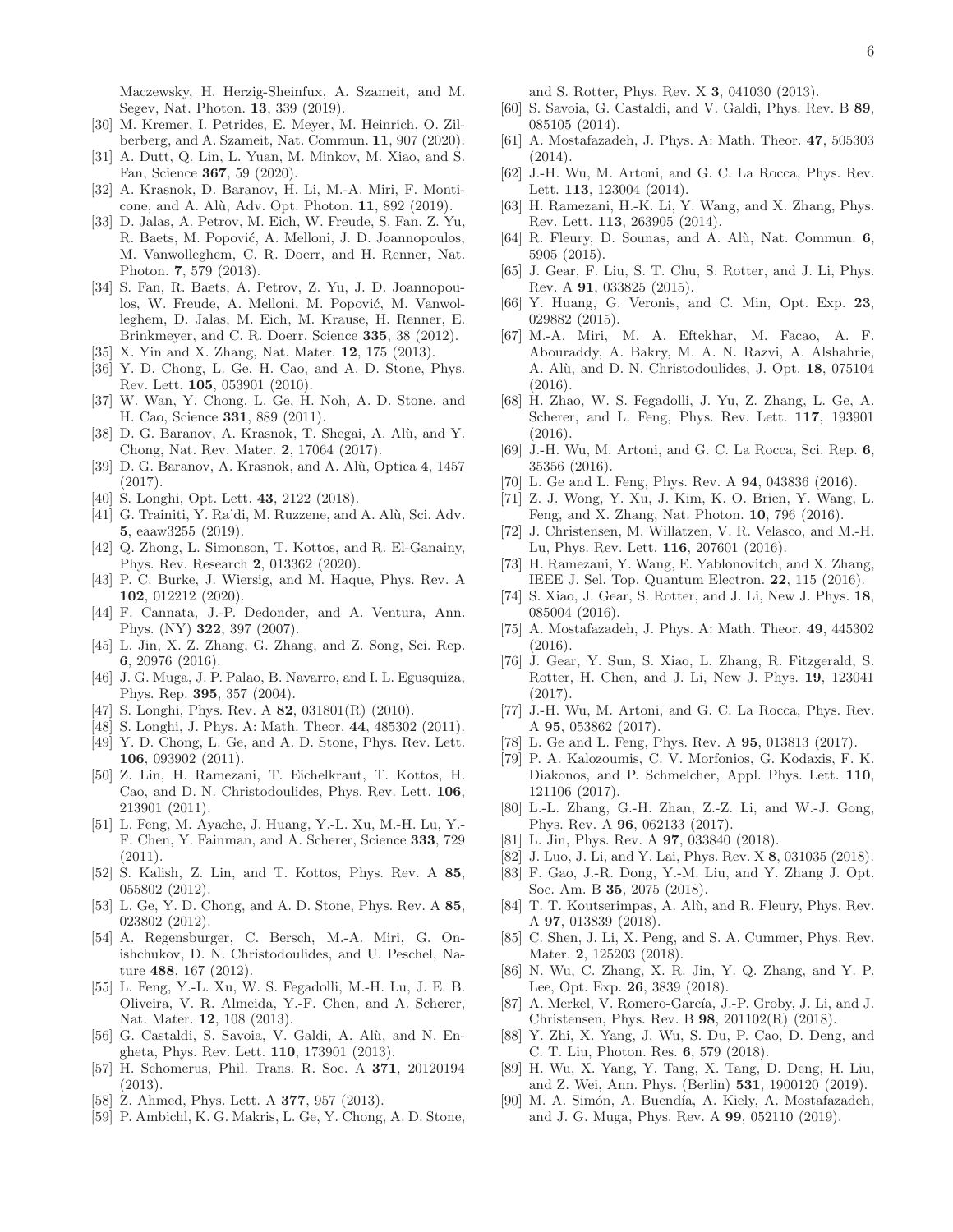Maczewsky, H. Herzig-Sheinfux, A. Szameit, and M. Segev, Nat. Photon. **13**, 339 (2019).

[30] M. Kremer, I. Petrides, E. Meyer, M. Heinrich, O. Zilberberg, and A. Szameit, Nat. Commun. **11**, 907 (2020).

[31] A. Dutt, Q. Lin, L. Yuan, M. Minkov, M. Xiao, and S. Fan, Science **367**, 59 (2020).

[32] A. Krasnok, D. Baranov, H. Li, M.-A. Miri, F. Monticone, and A. Alù, Adv. Opt. Photon. **11**, 892 (2019).

[33] D. Jalas, A. Petrov, M. Eich, W. Freude, S. Fan, Z. Yu, R. Baets, M. Popović, A. Melloni, J. D. Joannopoulos, M. Vanwolleghem, C. R. Doerr, and H. Renner, Nat. Photon. **7**, 579 (2013).

[34] S. Fan, R. Baets, A. Petrov, Z. Yu, J. D. Joannopoulos, W. Freude, A. Melloni, M. Popović, M. Vanwolleghem, D. Jalas, M. Eich, M. Krause, H. Renner, E. Brinkmeyer, and C. R. Doerr, Science **335**, 38 (2012).

[35] X. Yin and X. Zhang, Nat. Mater. **12**, 175 (2013).

[36] Y. D. Chong, L. Ge, H. Cao, and A. D. Stone, Phys. Rev. Lett. **105**, 053901 (2010).

[37] W. Wan, Y. Chong, L. Ge, H. Noh, A. D. Stone, and H. Cao, Science **331**, 889 (2011).

[38] D. G. Baranov, A. Krasnok, T. Shegai, A. Alù, and Y. Chong, Nat. Rev. Mater. **2**, 17064 (2017).

[39] D. G. Baranov, A. Krasnok, and A. Alù, Optica **4**, 1457 (2017).

[40] S. Longhi, Opt. Lett. **43**, 2122 (2018).

[41] G. Trainiti, Y. Ra'di, M. Ruzzene, and A. Alù, Sci. Adv. **5**, eaaw3255 (2019).

[42] Q. Zhong, L. Simonson, T. Kottos, and R. El-Ganainy, Phys. Rev. Research **2**, 013362 (2020).

[43] P. C. Burke, J. Wiersig, and M. Haque, Phys. Rev. A **102**, 012212 (2020).

[44] F. Cannata, J.-P. Dedonder, and A. Ventura, Ann. Phys. (NY) **322**, 397 (2007).

[45] L. Jin, X. Z. Zhang, G. Zhang, and Z. Song, Sci. Rep. **6**, 20976 (2016).

[46] J. G. Muga, J. P. Palao, B. Navarro, and I. L. Egusquiza, Phys. Rep. **395**, 357 (2004).

[47] S. Longhi, Phys. Rev. A **82**, 031801(R) (2010).

[48] S. Longhi, J. Phys. A: Math. Theor. **44**, 485302 (2011).

[49] Y. D. Chong, L. Ge, and A. D. Stone, Phys. Rev. Lett. **106**, 093902 (2011).

[50] Z. Lin, H. Ramezani, T. Eichelkraut, T. Kottos, H. Cao, and D. N. Christodoulides, Phys. Rev. Lett. **106**, 213901 (2011).

[51] L. Feng, M. Ayache, J. Huang, Y.-L. Xu, M.-H. Lu, Y.-F. Chen, Y. Fainman, and A. Scherer, Science **333**, 729 (2011).

[52] S. Kalish, Z. Lin, and T. Kottos, Phys. Rev. A **85**, 055802 (2012).

[53] L. Ge, Y. D. Chong, and A. D. Stone, Phys. Rev. A **85**, 023802 (2012).

[54] A. Regensburger, C. Bersch, M.-A. Miri, G. Onishchukov, D. N. Christodoulides, and U. Peschel, Nature **488**, 167 (2012).

[55] L. Feng, Y.-L. Xu, W. S. Fegadolli, M.-H. Lu, J. E. B. Oliveira, V. R. Almeida, Y.-F. Chen, and A. Scherer, Nat. Mater. **12**, 108 (2013).

[56] G. Castaldi, S. Savoia, V. Galdi, A. Alù, and N. Engheta, Phys. Rev. Lett. **110**, 173901 (2013).

[57] H. Schomerus, Phil. Trans. R. Soc. A **371**, 20120194 (2013).

[58] Z. Ahmed, Phys. Lett. A **377**, 957 (2013).

[59] P. Ambichl, K. G. Makris, L. Ge, Y. Chong, A. D. Stone, and S. Rotter, Phys. Rev. X **3**, 041030 (2013).

[60] S. Savoia, G. Castaldi, and V. Galdi, Phys. Rev. B **89**, 085105 (2014).

[61] A. Mostafazadeh, J. Phys. A: Math. Theor. **47**, 505303 (2014).

[62] J.-H. Wu, M. Artoni, and G. C. La Rocca, Phys. Rev. Lett. **113**, 123004 (2014).

[63] H. Ramezani, H.-K. Li, Y. Wang, and X. Zhang, Phys. Rev. Lett. **113**, 263905 (2014).

[64] R. Fleury, D. Sounas, and A. Alù, Nat. Commun. **6**, 5905 (2015).

[65] J. Gear, F. Liu, S. T. Chu, S. Rotter, and J. Li, Phys. Rev. A **91**, 033825 (2015).

[66] Y. Huang, G. Veronis, and C. Min, Opt. Exp. **23**, 029882 (2015).

[67] M.-A. Miri, M. A. Eftekhar, M. Facao, A. F. Abouraddy, A. Bakry, M. A. N. Razvi, A. Alshahrie, A. Alù, and D. N. Christodoulides, J. Opt. **18**, 075104 (2016).

[68] H. Zhao, W. S. Fegadolli, J. Yu, Z. Zhang, L. Ge, A. Scherer, and L. Feng, Phys. Rev. Lett. **117**, 193901 (2016).

[69] J.-H. Wu, M. Artoni, and G. C. La Rocca, Sci. Rep. **6**, 35356 (2016).

[70] L. Ge and L. Feng, Phys. Rev. A **94**, 043836 (2016).

[71] Z. J. Wong, Y. Xu, J. Kim, K. O. Brien, Y. Wang, L. Feng, and X. Zhang, Nat. Photon. **10**, 796 (2016).

[72] J. Christensen, M. Willatzen, V. R. Velasco, and M.-H. Lu, Phys. Rev. Lett. **116**, 207601 (2016).

[73] H. Ramezani, Y. Wang, E. Yablonovitch, and X. Zhang, IEEE J. Sel. Top. Quantum Electron. **22**, 115 (2016).

[74] S. Xiao, J. Gear, S. Rotter, and J. Li, New J. Phys. **18**, 085004 (2016).

[75] A. Mostafazadeh, J. Phys. A: Math. Theor. **49**, 445302 (2016).

[76] J. Gear, Y. Sun, S. Xiao, L. Zhang, R. Fitzgerald, S. Rotter, H. Chen, and J. Li, New J. Phys. **19**, 123041 (2017).

[77] J.-H. Wu, M. Artoni, and G. C. La Rocca, Phys. Rev. A **95**, 053862 (2017).

[78] L. Ge and L. Feng, Phys. Rev. A **95**, 013813 (2017).

[79] P. A. Kalozoumis, C. V. Morfonios, G. Kodaxis, F. K. Diakonos, and P. Schmelcher, Appl. Phys. Lett. **110**, 121106 (2017).

[80] L.-L. Zhang, G.-H. Zhan, Z.-Z. Li, and W.-J. Gong, Phys. Rev. A **96**, 062133 (2017).

[81] L. Jin, Phys. Rev. A **97**, 033840 (2018).

[82] J. Luo, J. Li, and Y. Lai, Phys. Rev. X **8**, 031035 (2018).

[83] F. Gao, J.-R. Dong, Y.-M. Liu, and Y. Zhang J. Opt. Soc. Am. B **35**, 2075 (2018).

[84] T. T. Koutserimpas, A. Alù, and R. Fleury, Phys. Rev. A **97**, 013839 (2018).

[85] C. Shen, J. Li, X. Peng, and S. A. Cummer, Phys. Rev. Mater. **2**, 125203 (2018).

[86] N. Wu, C. Zhang, X. R. Jin, Y. Q. Zhang, and Y. P. Lee, Opt. Exp. **26**, 3839 (2018).

[87] A. Merkel, V. Romero-García, J.-P. Groby, J. Li, and J. Christensen, Phys. Rev. B **98**, 201102(R) (2018).

[88] Y. Zhi, X. Yang, J. Wu, S. Du, P. Cao, D. Deng, and C. T. Liu, Photon. Res. **6**, 579 (2018).

[89] H. Wu, X. Yang, Y. Tang, X. Tang, D. Deng, H. Liu, and Z. Wei, Ann. Phys. (Berlin) **531**, 1900120 (2019).

[90] M. A. Simón, A. Buendía, A. Kiely, A. Mostafazadeh, and J. G. Muga, Phys. Rev. A **99**, 052110 (2019).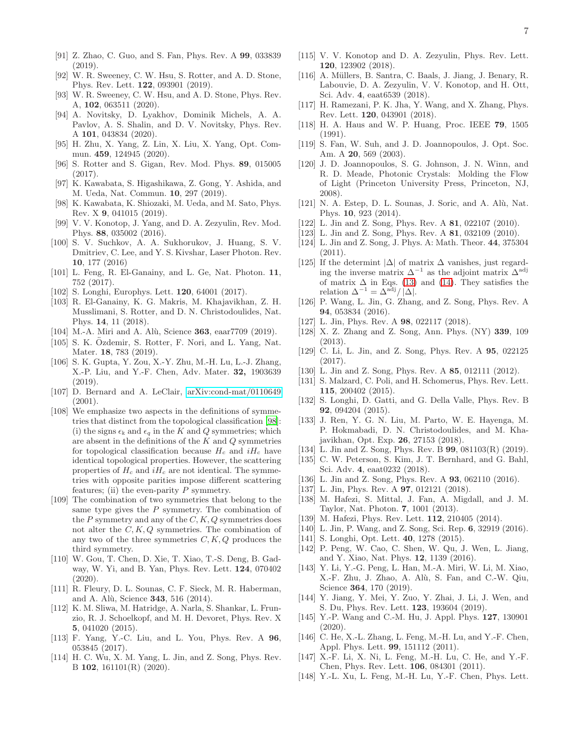[91] Z. Zhao, C. Guo, and S. Fan, Phys. Rev. A **99**, 033839 (2019).

[92] W. R. Sweeney, C. W. Hsu, S. Rotter, and A. D. Stone, Phys. Rev. Lett. **122**, 093901 (2019).

[93] W. R. Sweeney, C. W. Hsu, and A. D. Stone, Phys. Rev. A, **102**, 063511 (2020).

[94] A. Novitsky, D. Lyakhov, Dominik Michels, A. A. Pavlov, A. S. Shalin, and D. V. Novitsky, Phys. Rev. A **101**, 043834 (2020).

[95] H. Zhu, X. Yang, Z. Lin, X. Liu, X. Yang, Opt. Commun. **459**, 124945 (2020).

[96] S. Rotter and S. Gigan, Rev. Mod. Phys. **89**, 015005 (2017).

[97] K. Kawabata, S. Higashikawa, Z. Gong, Y. Ashida, and M. Ueda, Nat. Commun. **10**, 297 (2019).

[98] K. Kawabata, K. Shiozaki, M. Ueda, and M. Sato, Phys. Rev. X **9**, 041015 (2019).

[99] V. V. Konotop, J. Yang, and D. A. Zezyulin, Rev. Mod. Phys. **88**, 035002 (2016).

[100] S. V. Suchkov, A. A. Sukhorukov, J. Huang, S. V. Dmitriev, C. Lee, and Y. S. Kivshar, Laser Photon. Rev. **10**, 177 (2016)

[101] L. Feng, R. El-Ganainy, and L. Ge, Nat. Photon. **11**, 752 (2017).

[102] S. Longhi, Europhys. Lett. **120**, 64001 (2017).

[103] R. El-Ganainy, K. G. Makris, M. Khajavikhan, Z. H. Musslimani, S. Rotter, and D. N. Christodoulides, Nat. Phys. **14**, 11 (2018).

[104] M.-A. Miri and A. Alù, Science **363**, eaar7709 (2019).

[105] S. K. Özdemir, S. Rotter, F. Nori, and L. Yang, Nat. Mater. **18**, 783 (2019).

[106] S. K. Gupta, Y. Zou, X.-Y. Zhu, M.-H. Lu, L.-J. Zhang, X.-P. Liu, and Y.-F. Chen, Adv. Mater. **32,** 1903639 (2019).

[107] D. Bernard and A. LeClair, arXiv:cond-mat/0110649 (2001).

[108] We emphasize two aspects in the definitions of symmetries that distinct from the topological classification [98]: (i) the signs $\epsilon_k$ and $\epsilon_q$ in the $K$ and $Q$ symmetries; which are absent in the definitions of the $K$ and $Q$ symmetries for topological classification because $H_c$ and $iH_c$ have identical topological properties. However, the scattering properties of $H_c$ and $iH_c$ are not identical. The symmetries with opposite parities impose different scattering features; (ii) the even-parity $P$ symmetry.

[109] The combination of two symmetries that belong to the same type gives the $P$ symmetry. The combination of the $P$ symmetry and any of the $C, K, Q$ symmetries does not alter the $C, K, Q$ symmetries. The combination of any two of the three symmetries $C, K, Q$ produces the third symmetry.

[110] W. Gou, T. Chen, D. Xie, T. Xiao, T.-S. Deng, B. Gadway, W. Yi, and B. Yan, Phys. Rev. Lett. **124**, 070402 (2020).

[111] R. Fleury, D. L. Sounas, C. F. Sieck, M. R. Haberman, and A. Alù, Science **343**, 516 (2014).

[112] K. M. Sliwa, M. Hatridge, A. Narla, S. Shankar, L. Frunzio, R. J. Schoelkopf, and M. H. Devoret, Phys. Rev. X **5**, 041020 (2015).

[113] F. Yang, Y.-C. Liu, and L. You, Phys. Rev. A **96**, 053845 (2017).

[114] H. C. Wu, X. M. Yang, L. Jin, and Z. Song, Phys. Rev. B **102**, 161101(R) (2020).

[115] V. V. Konotop and D. A. Zezyulin, Phys. Rev. Lett. **120**, 123902 (2018).

[116] A. Müllers, B. Santra, C. Baals, J. Jiang, J. Benary, R. Labouvie, D. A. Zezyulin, V. V. Konotop, and H. Ott, Sci. Adv. **4**, eaat6539 (2018).

[117] H. Ramezani, P. K. Jha, Y. Wang, and X. Zhang, Phys. Rev. Lett. **120**, 043901 (2018).

[118] H. A. Haus and W. P. Huang, Proc. IEEE **79**, 1505 (1991).

[119] S. Fan, W. Suh, and J. D. Joannopoulos, J. Opt. Soc. Am. A **20**, 569 (2003).

[120] J. D. Joannopoulos, S. G. Johnson, J. N. Winn, and R. D. Meade, Photonic Crystals: Molding the Flow of Light (Princeton University Press, Princeton, NJ, 2008).

[121] N. A. Estep, D. L. Sounas, J. Soric, and A. Alù, Nat. Phys. **10**, 923 (2014).

[122] L. Jin and Z. Song, Phys. Rev. A **81**, 022107 (2010).

[123] L. Jin and Z. Song, Phys. Rev. A **81**, 032109 (2010).

[124] L. Jin and Z. Song, J. Phys. A: Math. Theor. **44**, 375304 (2011).

[125] If the determint $|\Delta|$ of matrix $\Delta$ vanishes, just regarding the inverse matrix $\Delta^{-1}$ as the adjoint matrix $\Delta^{\mathrm{adj}}$ of matrix $\Delta$ in Eqs. (13) and (14). They satisfies the relation $\Delta^{-1} = \Delta^{\mathrm{adj}}/|\Delta|$.

[126] P. Wang, L. Jin, G. Zhang, and Z. Song, Phys. Rev. A **94**, 053834 (2016).

[127] L. Jin, Phys. Rev. A **98**, 022117 (2018).

[128] X. Z. Zhang and Z. Song, Ann. Phys. (NY) **339**, 109 (2013).

[129] C. Li, L. Jin, and Z. Song, Phys. Rev. A **95**, 022125 (2017).

[130] L. Jin and Z. Song, Phys. Rev. A **85**, 012111 (2012).

[131] S. Malzard, C. Poli, and H. Schomerus, Phys. Rev. Lett. **115**, 200402 (2015).

[132] S. Longhi, D. Gatti, and G. Della Valle, Phys. Rev. B **92**, 094204 (2015).

[133] J. Ren, Y. G. N. Liu, M. Parto, W. E. Hayenga, M. P. Hokmabadi, D. N. Christodoulides, and M. Khajavikhan, Opt. Exp. **26**, 27153 (2018).

[134] L. Jin and Z. Song, Phys. Rev. B **99**, 081103(R) (2019).

[135] C. W. Peterson, S. Kim, J. T. Bernhard, and G. Bahl, Sci. Adv. **4**, eaat0232 (2018).

[136] L. Jin and Z. Song, Phys. Rev. A **93**, 062110 (2016).

[137] L. Jin, Phys. Rev. A **97**, 012121 (2018).

[138] M. Hafezi, S. Mittal, J. Fan, A. Migdall, and J. M. Taylor, Nat. Photon. **7**, 1001 (2013).

[139] M. Hafezi, Phys. Rev. Lett. **112**, 210405 (2014).

[140] L. Jin, P. Wang, and Z. Song, Sci. Rep. **6**, 32919 (2016).

[141] S. Longhi, Opt. Lett. **40**, 1278 (2015).

[142] P. Peng, W. Cao, C. Shen, W. Qu, J. Wen, L. Jiang, and Y. Xiao, Nat. Phys. **12**, 1139 (2016).

[143] Y. Li, Y.-G. Peng, L. Han, M.-A. Miri, W. Li, M. Xiao, X.-F. Zhu, J. Zhao, A. Alù, S. Fan, and C.-W. Qiu, Science **364**, 170 (2019).

[144] Y. Jiang, Y. Mei, Y. Zuo, Y. Zhai, J. Li, J. Wen, and S. Du, Phys. Rev. Lett. **123**, 193604 (2019).

[145] Y.-P. Wang and C.-M. Hu, J. Appl. Phys. **127**, 130901 (2020).

[146] C. He, X.-L. Zhang, L. Feng, M.-H. Lu, and Y.-F. Chen, Appl. Phys. Lett. **99**, 151112 (2011).

[147] X.-F. Li, X. Ni, L. Feng, M.-H. Lu, C. He, and Y.-F. Chen, Phys. Rev. Lett. **106**, 084301 (2011).

[148] Y.-L. Xu, L. Feng, M.-H. Lu, Y.-F. Chen, Phys. Lett.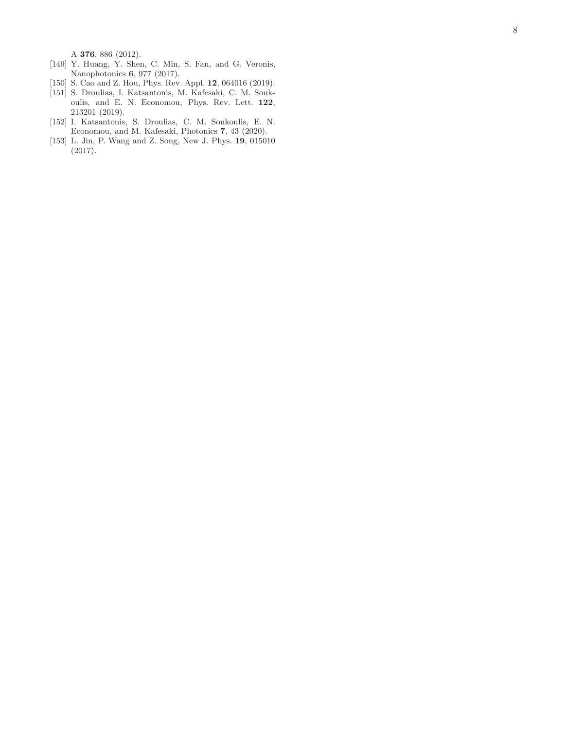A **376**, 886 (2012).

[149] Y. Huang, Y. Shen, C. Min, S. Fan, and G. Veronis, Nanophotonics **6**, 977 (2017).

[150] S. Cao and Z. Hou, Phys. Rev. Appl. **12**, 064016 (2019).

[151] S. Droulias, I. Katsantonis, M. Kafesaki, C. M. Soukoulis, and E. N. Economou, Phys. Rev. Lett. **122**, 213201 (2019).

[152] I. Katsantonis, S. Droulias, C. M. Soukoulis, E. N. Economou, and M. Kafesaki, Photonics **7**, 43 (2020).

[153] L. Jin, P. Wang and Z. Song, New J. Phys. **19**, 015010 (2017).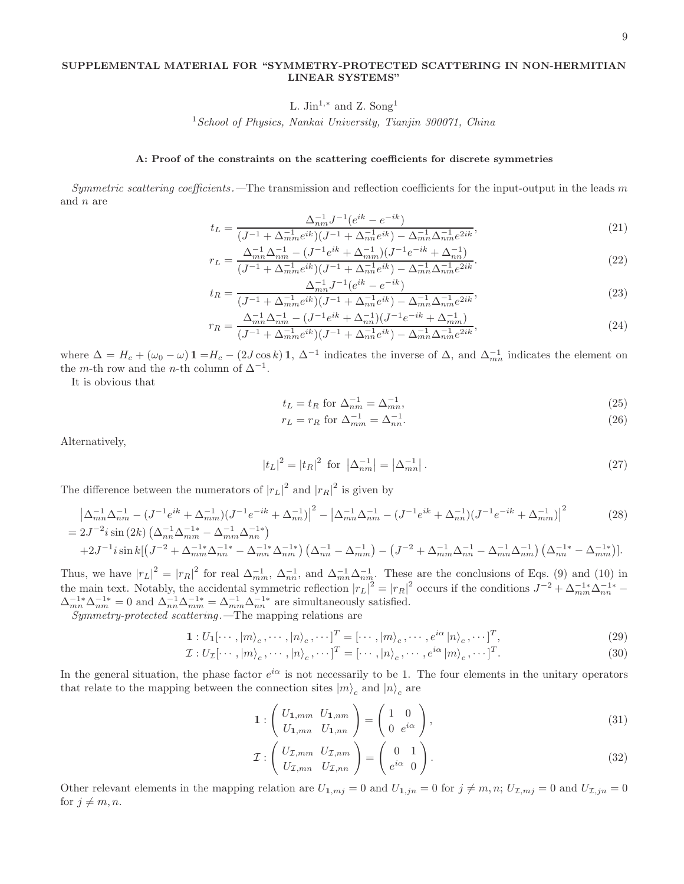# SUPPLEMENTAL MATERIAL FOR "SYMMETRY-PROTECTED SCATTERING IN NON-HERMITIAN LINEAR SYSTEMS"

L. Jin[1,*] and Z. Song[1]

[1] *School of Physics, Nankai University, Tianjin 300071, China*

### A: Proof of the constraints on the scattering coefficients for discrete symmetries

*Symmetric scattering coefficients.*—The transmission and reflection coefficients for the input-output in the leads $m$ and $n$ are

$$t_L = \frac{\Delta_{nm}^{-1} J^{-1}(e^{ik} - e^{-ik})}{(J^{-1} + \Delta_{mm}^{-1} e^{ik})(J^{-1} + \Delta_{nn}^{-1} e^{ik}) - \Delta_{mn}^{-1}\Delta_{nm}^{-1} e^{2ik}}, \tag{21}$$

$$r_L = \frac{\Delta_{mn}^{-1}\Delta_{nm}^{-1} - (J^{-1}e^{ik} + \Delta_{mm}^{-1})(J^{-1}e^{-ik} + \Delta_{nn}^{-1})}{(J^{-1} + \Delta_{mm}^{-1} e^{ik})(J^{-1} + \Delta_{nn}^{-1} e^{ik}) - \Delta_{mn}^{-1}\Delta_{nm}^{-1} e^{2ik}}. \tag{22}$$

$$t_R = \frac{\Delta_{mn}^{-1} J^{-1}(e^{ik} - e^{-ik})}{(J^{-1} + \Delta_{mm}^{-1} e^{ik})(J^{-1} + \Delta_{nn}^{-1} e^{ik}) - \Delta_{mn}^{-1}\Delta_{nm}^{-1} e^{2ik}}, \tag{23}$$

$$r_R = \frac{\Delta_{mn}^{-1}\Delta_{nm}^{-1} - (J^{-1}e^{ik} + \Delta_{nn}^{-1})(J^{-1}e^{-ik} + \Delta_{mm}^{-1})}{(J^{-1} + \Delta_{mm}^{-1} e^{ik})(J^{-1} + \Delta_{nn}^{-1} e^{ik}) - \Delta_{mn}^{-1}\Delta_{nm}^{-1} e^{2ik}}, \tag{24}$$

where $\Delta = H_c + (\omega_0 - \omega)\,\mathbf{1} = H_c - (2J\cos k)\,\mathbf{1}$, $\Delta^{-1}$ indicates the inverse of $\Delta$, and $\Delta_{mn}^{-1}$ indicates the element on the $m$-th row and the $n$-th column of $\Delta^{-1}$.

It is obvious that

$$t_L = t_R \text{ for } \Delta_{nm}^{-1} = \Delta_{mn}^{-1}, \tag{25}$$

$$r_L = r_R \text{ for } \Delta_{mm}^{-1} = \Delta_{nn}^{-1}. \tag{26}$$

Alternatively,

$$|t_L|^2 = |t_R|^2 \text{ for } \left|\Delta_{nm}^{-1}\right| = \left|\Delta_{mn}^{-1}\right|. \tag{27}$$

The difference between the numerators of $|r_L|^2$ and $|r_R|^2$ is given by

$$\begin{aligned}
&\left|\Delta_{mn}^{-1}\Delta_{nm}^{-1} - (J^{-1}e^{ik} + \Delta_{mm}^{-1})(J^{-1}e^{-ik} + \Delta_{nn}^{-1})\right|^2 - \left|\Delta_{mn}^{-1}\Delta_{nm}^{-1} - (J^{-1}e^{ik} + \Delta_{nn}^{-1})(J^{-1}e^{-ik} + \Delta_{mm}^{-1})\right|^2 \\
&= 2J^{-2} i \sin(2k)\left(\Delta_{nn}^{-1}\Delta_{mm}^{-1*} - \Delta_{mm}^{-1}\Delta_{nn}^{-1*}\right) \\
&\quad + 2J^{-1} i \sin k[\left(J^{-2} + \Delta_{mm}^{-1*}\Delta_{nn}^{-1*} - \Delta_{mn}^{-1*}\Delta_{nm}^{-1*}\right)\left(\Delta_{nn}^{-1} - \Delta_{mm}^{-1}\right) - \left(J^{-2} + \Delta_{mm}^{-1}\Delta_{nn}^{-1} - \Delta_{mn}^{-1}\Delta_{nm}^{-1}\right)\left(\Delta_{nn}^{-1*} - \Delta_{mm}^{-1*}\right)].
\end{aligned} \tag{28}$$

Thus, we have $|r_L|^2 = |r_R|^2$ for real $\Delta_{mm}^{-1}$, $\Delta_{nn}^{-1}$, and $\Delta_{mn}^{-1}\Delta_{nm}^{-1}$. These are the conclusions of Eqs. (9) and (10) in the main text. Notably, the accidental symmetric reflection $|r_L|^2 = |r_R|^2$ occurs if the conditions $J^{-2} + \Delta_{mm}^{-1*}\Delta_{nn}^{-1*} - \Delta_{mn}^{-1*}\Delta_{nm}^{-1*} = 0$ and $\Delta_{nn}^{-1}\Delta_{mm}^{-1*} = \Delta_{mm}^{-1}\Delta_{nn}^{-1*}$ are simultaneously satisfied.

*Symmetry-protected scattering.*—The mapping relations are

$$\mathbf{1} : U_{\mathbf{1}}[\cdots, |m\rangle_c, \cdots, |n\rangle_c, \cdots]^T = [\cdots, |m\rangle_c, \cdots, e^{i\alpha}|n\rangle_c, \cdots]^T, \tag{29}$$

$$\mathcal{I} : U_{\mathcal{I}}[\cdots, |m\rangle_c, \cdots, |n\rangle_c, \cdots]^T = [\cdots, |n\rangle_c, \cdots, e^{i\alpha}|m\rangle_c, \cdots]^T. \tag{30}$$

In the general situation, the phase factor $e^{i\alpha}$ is not necessarily to be 1. The four elements in the unitary operators that relate to the mapping between the connection sites $|m\rangle_c$ and $|n\rangle_c$ are

$$\mathbf{1} : \begin{pmatrix} U_{\mathbf{1},mm} & U_{\mathbf{1},nm} \\ U_{\mathbf{1},mn} & U_{\mathbf{1},nn} \end{pmatrix} = \begin{pmatrix} 1 & 0 \\ 0 & e^{i\alpha} \end{pmatrix}, \tag{31}$$

$$\mathcal{I} : \begin{pmatrix} U_{\mathcal{I},mm} & U_{\mathcal{I},nm} \\ U_{\mathcal{I},mn} & U_{\mathcal{I},nn} \end{pmatrix} = \begin{pmatrix} 0 & 1 \\ e^{i\alpha} & 0 \end{pmatrix}. \tag{32}$$

Other relevant elements in the mapping relation are $U_{\mathbf{1},mj} = 0$ and $U_{\mathbf{1},jn} = 0$ for $j \neq m, n$; $U_{\mathcal{I},mj} = 0$ and $U_{\mathcal{I},jn} = 0$ for $j \neq m, n$.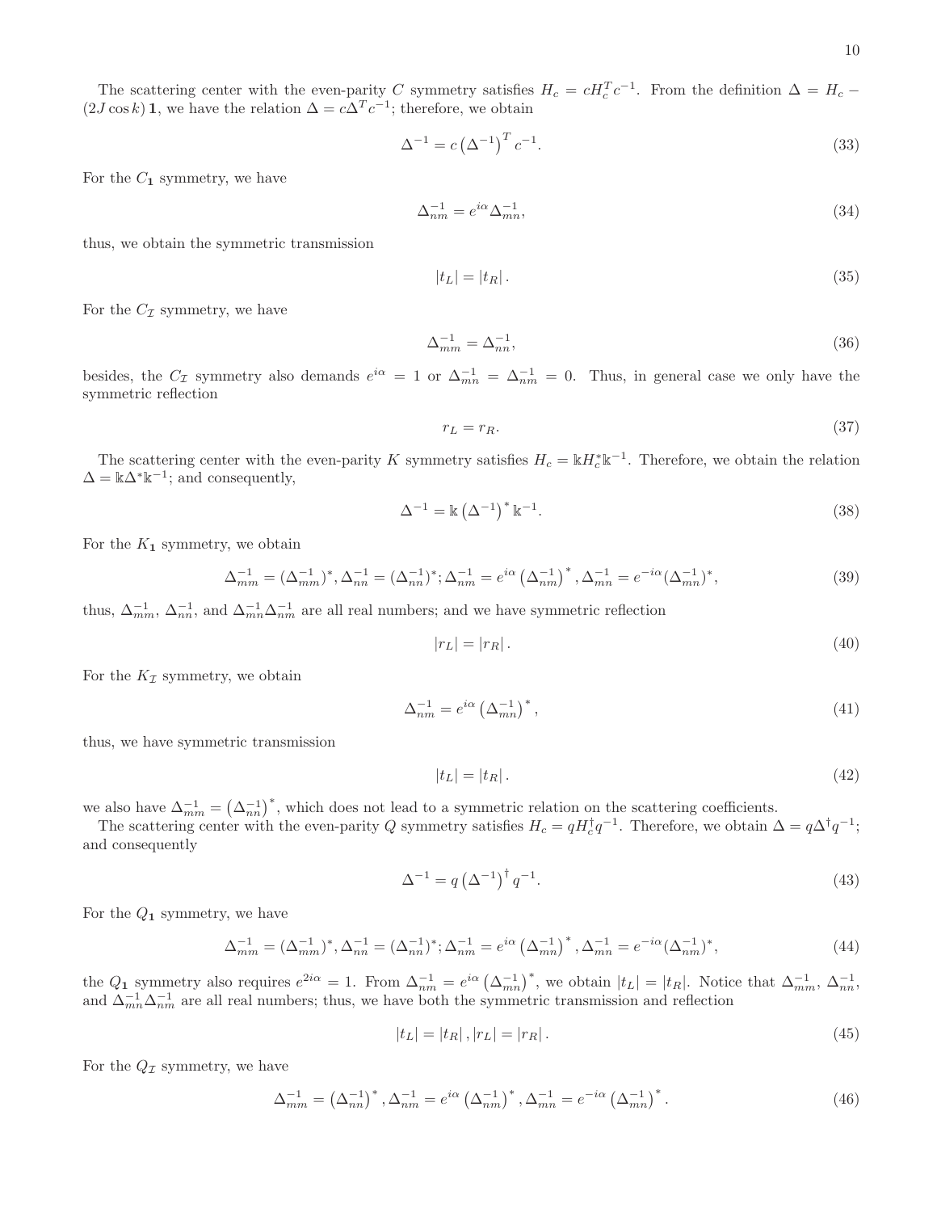The scattering center with the even-parity $C$ symmetry satisfies $H_c = cH_c^T c^{-1}$. From the definition $\Delta = H_c - (2J\cos k)\,\mathbf{1}$, we have the relation $\Delta = c\Delta^T c^{-1}$; therefore, we obtain

$$\Delta^{-1} = c\left(\Delta^{-1}\right)^T c^{-1}. \tag{33}$$

For the $C_{\mathbf{1}}$ symmetry, we have

$$\Delta_{nm}^{-1} = e^{i\alpha}\Delta_{mn}^{-1}, \tag{34}$$

thus, we obtain the symmetric transmission

$$|t_L| = |t_R|. \tag{35}$$

For the $C_{\mathcal{I}}$ symmetry, we have

$$\Delta_{mm}^{-1} = \Delta_{nn}^{-1}, \tag{36}$$

besides, the $C_{\mathcal{I}}$ symmetry also demands $e^{i\alpha} = 1$ or $\Delta_{mn}^{-1} = \Delta_{nm}^{-1} = 0$. Thus, in general case we only have the symmetric reflection

$$r_L = r_R. \tag{37}$$

The scattering center with the even-parity $K$ symmetry satisfies $H_c = \Bbbk H_c^* \Bbbk^{-1}$. Therefore, we obtain the relation $\Delta = \Bbbk\Delta^*\Bbbk^{-1}$; and consequently,

$$\Delta^{-1} = \Bbbk\left(\Delta^{-1}\right)^* \Bbbk^{-1}. \tag{38}$$

For the $K_{\mathbf{1}}$ symmetry, we obtain

$$\Delta_{mm}^{-1} = (\Delta_{mm}^{-1})^*, \Delta_{nn}^{-1} = (\Delta_{nn}^{-1})^*; \Delta_{nm}^{-1} = e^{i\alpha}\left(\Delta_{nm}^{-1}\right)^*, \Delta_{mn}^{-1} = e^{-i\alpha}(\Delta_{mn}^{-1})^*, \tag{39}$$

thus, $\Delta_{mm}^{-1}$, $\Delta_{nn}^{-1}$, and $\Delta_{mn}^{-1}\Delta_{nm}^{-1}$ are all real numbers; and we have symmetric reflection

$$|r_L| = |r_R|. \tag{40}$$

For the $K_{\mathcal{I}}$ symmetry, we obtain

$$\Delta_{nm}^{-1} = e^{i\alpha}\left(\Delta_{mn}^{-1}\right)^*, \tag{41}$$

thus, we have symmetric transmission

$$|t_L| = |t_R|. \tag{42}$$

we also have $\Delta_{mm}^{-1} = \left(\Delta_{nn}^{-1}\right)^*$, which does not lead to a symmetric relation on the scattering coefficients.

The scattering center with the even-parity $Q$ symmetry satisfies $H_c = qH_c^\dagger q^{-1}$. Therefore, we obtain $\Delta = q\Delta^\dagger q^{-1}$; and consequently

$$\Delta^{-1} = q\left(\Delta^{-1}\right)^\dagger q^{-1}. \tag{43}$$

For the $Q_{\mathbf{1}}$ symmetry, we have

$$\Delta_{mm}^{-1} = (\Delta_{mm}^{-1})^*, \Delta_{nn}^{-1} = (\Delta_{nn}^{-1})^*; \Delta_{nm}^{-1} = e^{i\alpha}\left(\Delta_{mn}^{-1}\right)^*, \Delta_{mn}^{-1} = e^{-i\alpha}(\Delta_{nm}^{-1})^*, \tag{44}$$

the $Q_{\mathbf{1}}$ symmetry also requires $e^{2i\alpha} = 1$. From $\Delta_{nm}^{-1} = e^{i\alpha}\left(\Delta_{mn}^{-1}\right)^*$, we obtain $|t_L| = |t_R|$. Notice that $\Delta_{mm}^{-1}$, $\Delta_{nn}^{-1}$, and $\Delta_{mn}^{-1}\Delta_{nm}^{-1}$ are all real numbers; thus, we have both the symmetric transmission and reflection

$$|t_L| = |t_R|, |r_L| = |r_R|. \tag{45}$$

For the $Q_{\mathcal{I}}$ symmetry, we have

$$\Delta_{mm}^{-1} = \left(\Delta_{nn}^{-1}\right)^*, \Delta_{nm}^{-1} = e^{i\alpha}\left(\Delta_{nm}^{-1}\right)^*, \Delta_{mn}^{-1} = e^{-i\alpha}\left(\Delta_{mn}^{-1}\right)^*. \tag{46}$$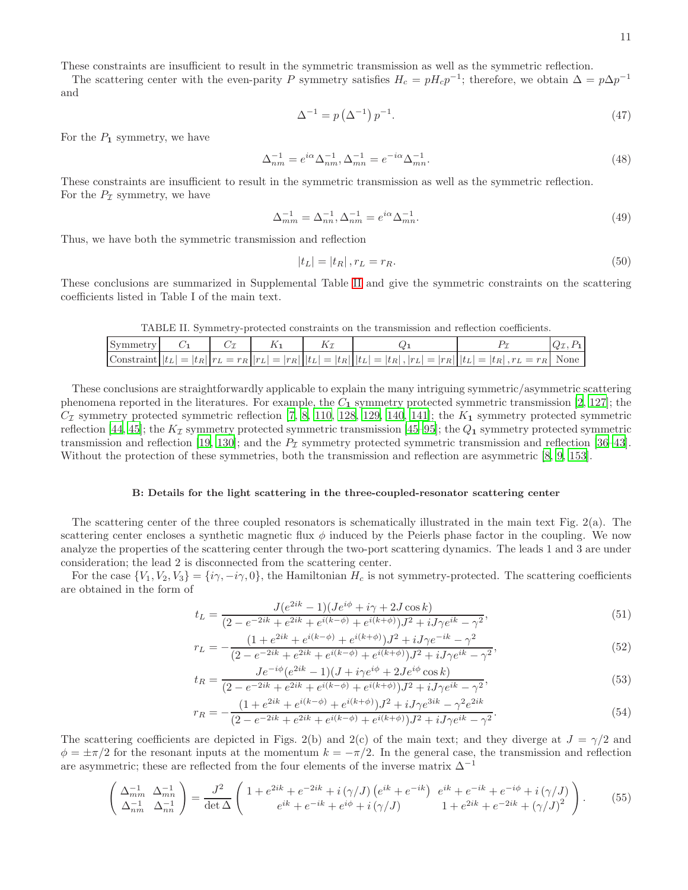These constraints are insufficient to result in the symmetric transmission as well as the symmetric reflection.

The scattering center with the even-parity $P$ symmetry satisfies $H_c = pH_cp^{-1}$; therefore, we obtain $\Delta = p\Delta p^{-1}$ and

$$\Delta^{-1} = p\left(\Delta^{-1}\right)p^{-1}. \tag{47}$$

For the $P_{\mathbf{1}}$ symmetry, we have

$$\Delta_{nm}^{-1} = e^{i\alpha}\Delta_{nm}^{-1}, \Delta_{mn}^{-1} = e^{-i\alpha}\Delta_{mn}^{-1}. \tag{48}$$

These constraints are insufficient to result in the symmetric transmission as well as the symmetric reflection.
For the $P_{\mathcal{I}}$ symmetry, we have

$$\Delta_{mm}^{-1} = \Delta_{nn}^{-1}, \Delta_{nm}^{-1} = e^{i\alpha}\Delta_{mn}^{-1}. \tag{49}$$

Thus, we have both the symmetric transmission and reflection

$$|t_L| = |t_R|, r_L = r_R. \tag{50}$$

These conclusions are summarized in Supplemental Table II and give the symmetric constraints on the scattering coefficients listed in Table I of the main text.

TABLE II. Symmetry-protected constraints on the transmission and reflection coefficients.

| Symmetry | $C_{\mathbf{1}}$ | $C_{\mathcal{I}}$ | $K_{\mathbf{1}}$ | $K_{\mathcal{I}}$ | $Q_{\mathbf{1}}$ | $P_{\mathcal{I}}$ | $Q_{\mathcal{I}}, P_{\mathbf{1}}$ |
|---|---|---|---|---|---|---|---|
| Constraint | $\lvert t_L\rvert = \lvert t_R\rvert$ | $r_L = r_R$ | $\lvert r_L\rvert = \lvert r_R\rvert$ | $\lvert t_L\rvert = \lvert t_R\rvert$ | $\lvert t_L\rvert = \lvert t_R\rvert, \lvert r_L\rvert = \lvert r_R\rvert$ | $\lvert t_L\rvert = \lvert t_R\rvert, r_L = r_R$ | None |

These conclusions are straightforwardly applicable to explain the many intriguing symmetric/asymmetric scattering phenomena reported in the literatures. For example, the $C_{\mathbf{1}}$ symmetry protected symmetric transmission [2, 127]; the $C_{\mathcal{I}}$ symmetry protected symmetric reflection [7, 8, 110, 128, 129, 140, 141]; the $K_{\mathbf{1}}$ symmetry protected symmetric reflection [44, 45]; the $K_{\mathcal{I}}$ symmetry protected symmetric transmission [45–95]; the $Q_{\mathbf{1}}$ symmetry protected symmetric transmission and reflection [19, 130]; and the $P_{\mathcal{I}}$ symmetry protected symmetric transmission and reflection [36–43]. Without the protection of these symmetries, both the transmission and reflection are asymmetric [8, 9, 153].

### B: Details for the light scattering in the three-coupled-resonator scattering center

The scattering center of the three coupled resonators is schematically illustrated in the main text Fig. 2(a). The scattering center encloses a synthetic magnetic flux $\phi$ induced by the Peierls phase factor in the coupling. We now analyze the properties of the scattering center through the two-port scattering dynamics. The leads 1 and 3 are under consideration; the lead 2 is disconnected from the scattering center.

For the case $\{V_1, V_2, V_3\} = \{i\gamma, -i\gamma, 0\}$, the Hamiltonian $H_c$ is not symmetry-protected. The scattering coefficients are obtained in the form of

$$t_L = \frac{J(e^{2ik}-1)(Je^{i\phi}+i\gamma+2J\cos k)}{(2-e^{-2ik}+e^{2ik}+e^{i(k-\phi)}+e^{i(k+\phi)})J^2+iJ\gamma e^{ik}-\gamma^2}, \tag{51}$$

$$r_L = -\frac{(1+e^{2ik}+e^{i(k-\phi)}+e^{i(k+\phi)})J^2+iJ\gamma e^{-ik}-\gamma^2}{(2-e^{-2ik}+e^{2ik}+e^{i(k-\phi)}+e^{i(k+\phi)})J^2+iJ\gamma e^{ik}-\gamma^2}, \tag{52}$$

$$t_R = \frac{Je^{-i\phi}(e^{2ik}-1)(J+i\gamma e^{i\phi}+2Je^{i\phi}\cos k)}{(2-e^{-2ik}+e^{2ik}+e^{i(k-\phi)}+e^{i(k+\phi)})J^2+iJ\gamma e^{ik}-\gamma^2}, \tag{53}$$

$$r_R = -\frac{(1+e^{2ik}+e^{i(k-\phi)}+e^{i(k+\phi)})J^2+iJ\gamma e^{3ik}-\gamma^2 e^{2ik}}{(2-e^{-2ik}+e^{2ik}+e^{i(k-\phi)}+e^{i(k+\phi)})J^2+iJ\gamma e^{ik}-\gamma^2}. \tag{54}$$

The scattering coefficients are depicted in Figs. 2(b) and 2(c) of the main text; and they diverge at $J = \gamma/2$ and $\phi = \pm\pi/2$ for the resonant inputs at the momentum $k = -\pi/2$. In the general case, the transmission and reflection are asymmetric; these are reflected from the four elements of the inverse matrix $\Delta^{-1}$

$$\begin{pmatrix} \Delta_{mm}^{-1} & \Delta_{mn}^{-1} \\ \Delta_{nm}^{-1} & \Delta_{nn}^{-1} \end{pmatrix} = \frac{J^2}{\det\Delta}\begin{pmatrix} 1+e^{2ik}+e^{-2ik}+i\left(\gamma/J\right)\left(e^{ik}+e^{-ik}\right) & e^{ik}+e^{-ik}+e^{-i\phi}+i\left(\gamma/J\right) \\ e^{ik}+e^{-ik}+e^{i\phi}+i\left(\gamma/J\right) & 1+e^{2ik}+e^{-2ik}+\left(\gamma/J\right)^2 \end{pmatrix}. \tag{55}$$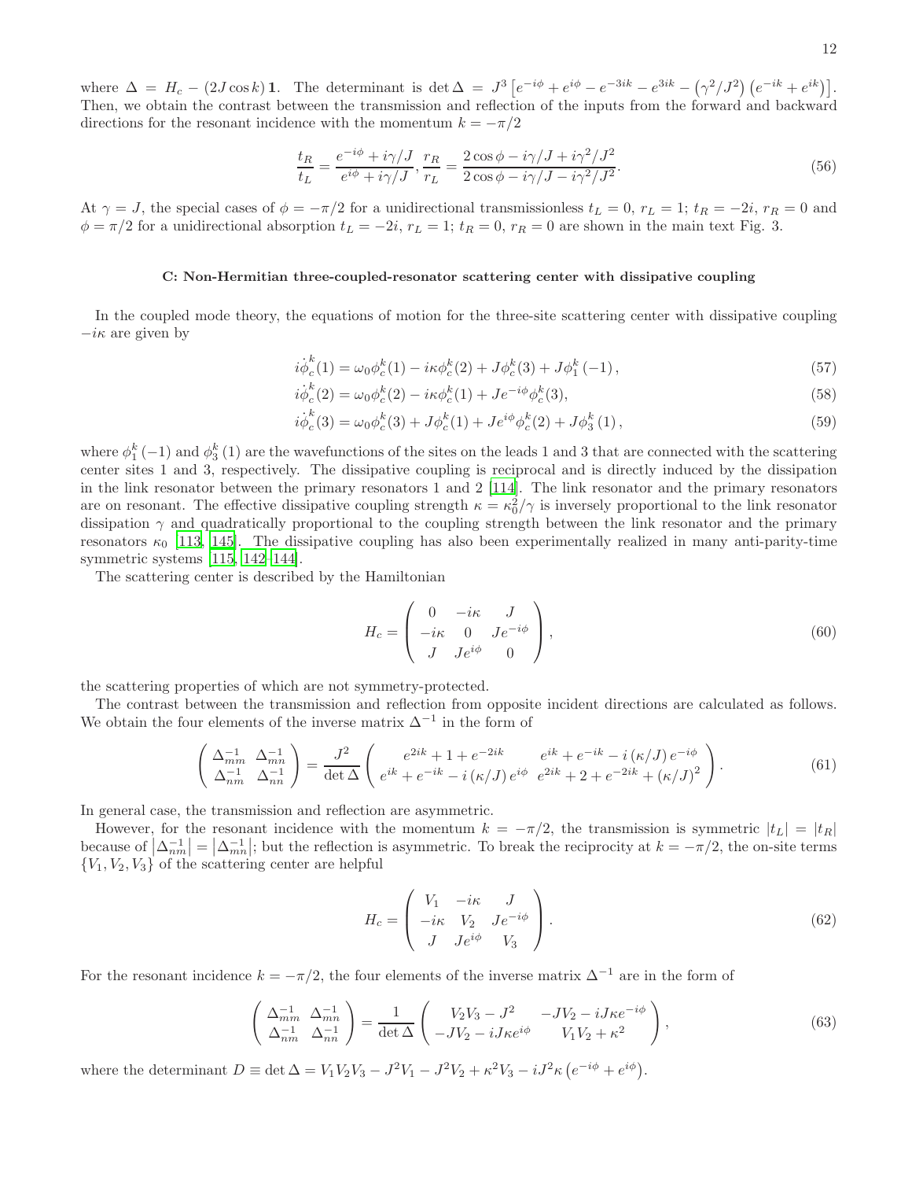where $\Delta = H_c - (2J\cos k)\,\mathbf{1}$. The determinant is $\det\Delta = J^3\left[e^{-i\phi} + e^{i\phi} - e^{-3ik} - e^{3ik} - \left(\gamma^2/J^2\right)\left(e^{-ik} + e^{ik}\right)\right]$. Then, we obtain the contrast between the transmission and reflection of the inputs from the forward and backward directions for the resonant incidence with the momentum $k = -\pi/2$

$$\frac{t_R}{t_L} = \frac{e^{-i\phi} + i\gamma/J}{e^{i\phi} + i\gamma/J}, \frac{r_R}{r_L} = \frac{2\cos\phi - i\gamma/J + i\gamma^2/J^2}{2\cos\phi - i\gamma/J - i\gamma^2/J^2}. \tag{56}$$

At $\gamma = J$, the special cases of $\phi = -\pi/2$ for a unidirectional transmissionless $t_L = 0$, $r_L = 1$; $t_R = -2i$, $r_R = 0$ and $\phi = \pi/2$ for a unidirectional absorption $t_L = -2i$, $r_L = 1$; $t_R = 0$, $r_R = 0$ are shown in the main text Fig. 3.

### C: Non-Hermitian three-coupled-resonator scattering center with dissipative coupling

In the coupled mode theory, the equations of motion for the three-site scattering center with dissipative coupling $-i\kappa$ are given by

$$i\dot{\phi}_c^k(1) = \omega_0\phi_c^k(1) - i\kappa\phi_c^k(2) + J\phi_c^k(3) + J\phi_1^k(-1), \tag{57}$$

$$i\dot{\phi}_c^k(2) = \omega_0\phi_c^k(2) - i\kappa\phi_c^k(1) + Je^{-i\phi}\phi_c^k(3), \tag{58}$$

$$i\dot{\phi}_c^k(3) = \omega_0\phi_c^k(3) + J\phi_c^k(1) + Je^{i\phi}\phi_c^k(2) + J\phi_3^k(1), \tag{59}$$

where $\phi_1^k(-1)$ and $\phi_3^k(1)$ are the wavefunctions of the sites on the leads 1 and 3 that are connected with the scattering center sites 1 and 3, respectively. The dissipative coupling is reciprocal and is directly induced by the dissipation in the link resonator between the primary resonators 1 and 2 [114]. The link resonator and the primary resonators are on resonant. The effective dissipative coupling strength $\kappa = \kappa_0^2/\gamma$ is inversely proportional to the link resonator dissipation $\gamma$ and quadratically proportional to the coupling strength between the link resonator and the primary resonators $\kappa_0$ [113, 145]. The dissipative coupling has also been experimentally realized in many anti-parity-time symmetric systems [115, 142–144].

The scattering center is described by the Hamiltonian

$$H_c = \begin{pmatrix} 0 & -i\kappa & J \\ -i\kappa & 0 & Je^{-i\phi} \\ J & Je^{i\phi} & 0 \end{pmatrix}, \tag{60}$$

the scattering properties of which are not symmetry-protected.

The contrast between the transmission and reflection from opposite incident directions are calculated as follows. We obtain the four elements of the inverse matrix $\Delta^{-1}$ in the form of

$$\begin{pmatrix} \Delta_{mm}^{-1} & \Delta_{mn}^{-1} \\ \Delta_{nm}^{-1} & \Delta_{nn}^{-1} \end{pmatrix} = \frac{J^2}{\det\Delta}\begin{pmatrix} e^{2ik} + 1 + e^{-2ik} & e^{ik} + e^{-ik} - i\left(\kappa/J\right)e^{-i\phi} \\ e^{ik} + e^{-ik} - i\left(\kappa/J\right)e^{i\phi} & e^{2ik} + 2 + e^{-2ik} + \left(\kappa/J\right)^2 \end{pmatrix}. \tag{61}$$

In general case, the transmission and reflection are asymmetric.

However, for the resonant incidence with the momentum $k = -\pi/2$, the transmission is symmetric $|t_L| = |t_R|$ because of $\left|\Delta_{nm}^{-1}\right| = \left|\Delta_{mn}^{-1}\right|$; but the reflection is asymmetric. To break the reciprocity at $k = -\pi/2$, the on-site terms $\{V_1, V_2, V_3\}$ of the scattering center are helpful

$$H_c = \begin{pmatrix} V_1 & -i\kappa & J \\ -i\kappa & V_2 & Je^{-i\phi} \\ J & Je^{i\phi} & V_3 \end{pmatrix}. \tag{62}$$

For the resonant incidence $k = -\pi/2$, the four elements of the inverse matrix $\Delta^{-1}$ are in the form of

$$\begin{pmatrix} \Delta_{mm}^{-1} & \Delta_{mn}^{-1} \\ \Delta_{nm}^{-1} & \Delta_{nn}^{-1} \end{pmatrix} = \frac{1}{\det\Delta}\begin{pmatrix} V_2V_3 - J^2 & -JV_2 - iJ\kappa e^{-i\phi} \\ -JV_2 - iJ\kappa e^{i\phi} & V_1V_2 + \kappa^2 \end{pmatrix}, \tag{63}$$

where the determinant $D \equiv \det\Delta = V_1V_2V_3 - J^2V_1 - J^2V_2 + \kappa^2V_3 - iJ^2\kappa\left(e^{-i\phi} + e^{i\phi}\right)$.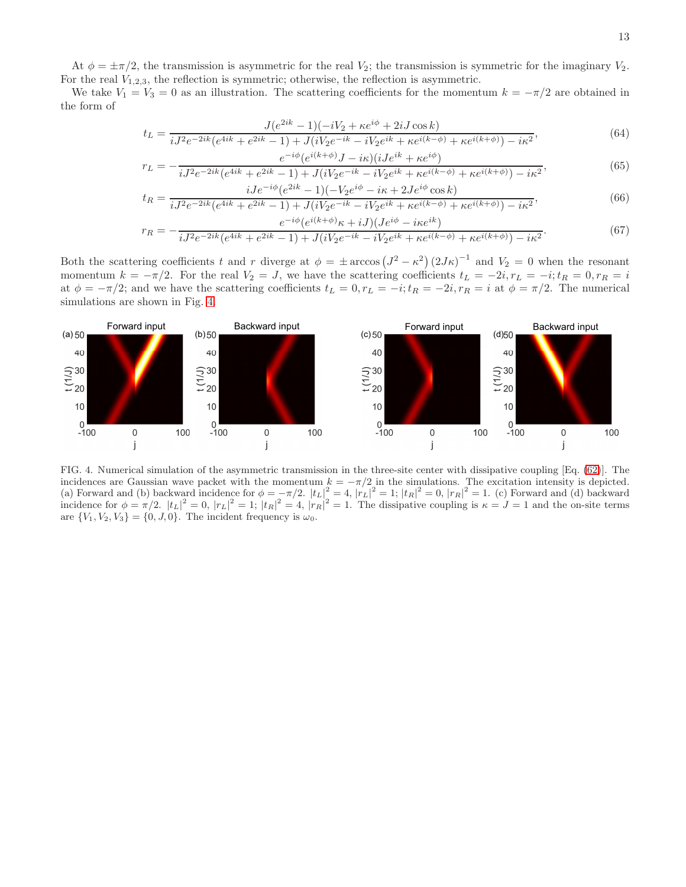At $\phi = \pm\pi/2$, the transmission is asymmetric for the real $V_2$; the transmission is symmetric for the imaginary $V_2$. For the real $V_{1,2,3}$, the reflection is symmetric; otherwise, the reflection is asymmetric.

We take $V_1 = V_3 = 0$ as an illustration. The scattering coefficients for the momentum $k = -\pi/2$ are obtained in the form of

$$t_L = \frac{J(e^{2ik} - 1)(-iV_2 + \kappa e^{i\phi} + 2iJ\cos k)}{iJ^2 e^{-2ik}(e^{4ik} + e^{2ik} - 1) + J(iV_2 e^{-ik} - iV_2 e^{ik} + \kappa e^{i(k-\phi)} + \kappa e^{i(k+\phi)}) - i\kappa^2}, \tag{64}$$

$$r_L = -\frac{e^{-i\phi}(e^{i(k+\phi)}J - i\kappa)(iJe^{ik} + \kappa e^{i\phi})}{iJ^2 e^{-2ik}(e^{4ik} + e^{2ik} - 1) + J(iV_2 e^{-ik} - iV_2 e^{ik} + \kappa e^{i(k-\phi)} + \kappa e^{i(k+\phi)}) - i\kappa^2}, \tag{65}$$

$$t_R = \frac{iJe^{-i\phi}(e^{2ik} - 1)(-V_2 e^{i\phi} - i\kappa + 2Je^{i\phi}\cos k)}{iJ^2 e^{-2ik}(e^{4ik} + e^{2ik} - 1) + J(iV_2 e^{-ik} - iV_2 e^{ik} + \kappa e^{i(k-\phi)} + \kappa e^{i(k+\phi)}) - i\kappa^2}, \tag{66}$$

$$r_R = -\frac{e^{-i\phi}(e^{i(k+\phi)}\kappa + iJ)(Je^{i\phi} - i\kappa e^{ik})}{iJ^2 e^{-2ik}(e^{4ik} + e^{2ik} - 1) + J(iV_2 e^{-ik} - iV_2 e^{ik} + \kappa e^{i(k-\phi)} + \kappa e^{i(k+\phi)}) - i\kappa^2}. \tag{67}$$

Both the scattering coefficients $t$ and $r$ diverge at $\phi = \pm \arccos\left(J^2 - \kappa^2\right)(2J\kappa)^{-1}$ and $V_2 = 0$ when the resonant momentum $k = -\pi/2$. For the real $V_2 = J$, we have the scattering coefficients $t_L = -2i, r_L = -i; t_R = 0, r_R = i$ at $\phi = -\pi/2$; and we have the scattering coefficients $t_L = 0, r_L = -i; t_R = -2i, r_R = i$ at $\phi = \pi/2$. The numerical simulations are shown in Fig. 4.

(a) Forward input
(b) Backward input
(c) Forward input
(d) Backward input
t (1/J)
j
0 10 20 30 40 50
-100 0 100

FIG. 4. Numerical simulation of the asymmetric transmission in the three-site center with dissipative coupling [Eq. (62)]. The incidences are Gaussian wave packet with the momentum $k = -\pi/2$ in the simulations. The excitation intensity is depicted. (a) Forward and (b) backward incidence for $\phi = -\pi/2$. $|t_L|^2 = 4$, $|r_L|^2 = 1$; $|t_R|^2 = 0$, $|r_R|^2 = 1$. (c) Forward and (d) backward incidence for $\phi = \pi/2$. $|t_L|^2 = 0$, $|r_L|^2 = 1$; $|t_R|^2 = 4$, $|r_R|^2 = 1$. The dissipative coupling is $\kappa = J = 1$ and the on-site terms are $\{V_1, V_2, V_3\} = \{0, J, 0\}$. The incident frequency is $\omega_0$.